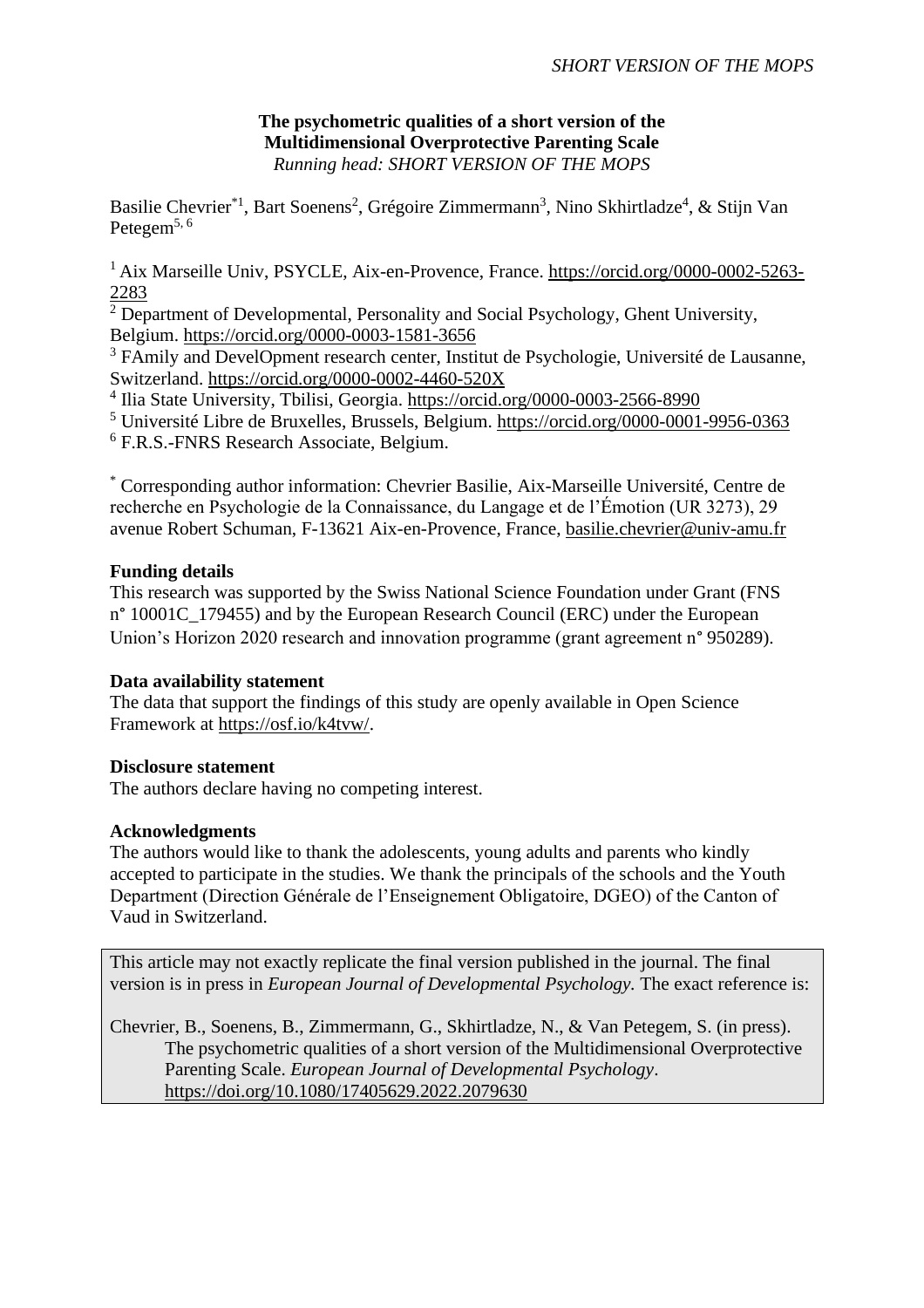**The psychometric qualities of a short version of the Multidimensional Overprotective Parenting Scale**

*Running head: SHORT VERSION OF THE MOPS*

Basilie Chevrier*[1], Bart Soenens[2], Grégoire Zimmermann[3], Nino Skhirtladze[4], & Stijn Van Petegem[5, 6]

[1] Aix Marseille Univ, PSYCLE, Aix-en-Provence, France. https://orcid.org/0000-0002-5263-2283

[2] Department of Developmental, Personality and Social Psychology, Ghent University, Belgium. https://orcid.org/0000-0003-1581-3656

[3] FAmily and DevelOpment research center, Institut de Psychologie, Université de Lausanne, Switzerland. https://orcid.org/0000-0002-4460-520X

[4] Ilia State University, Tbilisi, Georgia. https://orcid.org/0000-0003-2566-8990

[5] Université Libre de Bruxelles, Brussels, Belgium. https://orcid.org/0000-0001-9956-0363

[6] F.R.S.-FNRS Research Associate, Belgium.

* Corresponding author information: Chevrier Basilie, Aix-Marseille Université, Centre de recherche en Psychologie de la Connaissance, du Langage et de l'Émotion (UR 3273), 29 avenue Robert Schuman, F-13621 Aix-en-Provence, France, basilie.chevrier@univ-amu.fr

**Funding details**

This research was supported by the Swiss National Science Foundation under Grant (FNS n° 10001C_179455) and by the European Research Council (ERC) under the European Union's Horizon 2020 research and innovation programme (grant agreement n° 950289).

**Data availability statement**

The data that support the findings of this study are openly available in Open Science Framework at https://osf.io/k4tvw/.

**Disclosure statement**

The authors declare having no competing interest.

**Acknowledgments**

The authors would like to thank the adolescents, young adults and parents who kindly accepted to participate in the studies. We thank the principals of the schools and the Youth Department (Direction Générale de l'Enseignement Obligatoire, DGEO) of the Canton of Vaud in Switzerland.

This article may not exactly replicate the final version published in the journal. The final version is in press in *European Journal of Developmental Psychology.* The exact reference is:

Chevrier, B., Soenens, B., Zimmermann, G., Skhirtladze, N., & Van Petegem, S. (in press). The psychometric qualities of a short version of the Multidimensional Overprotective Parenting Scale. *European Journal of Developmental Psychology*. https://doi.org/10.1080/17405629.2022.2079630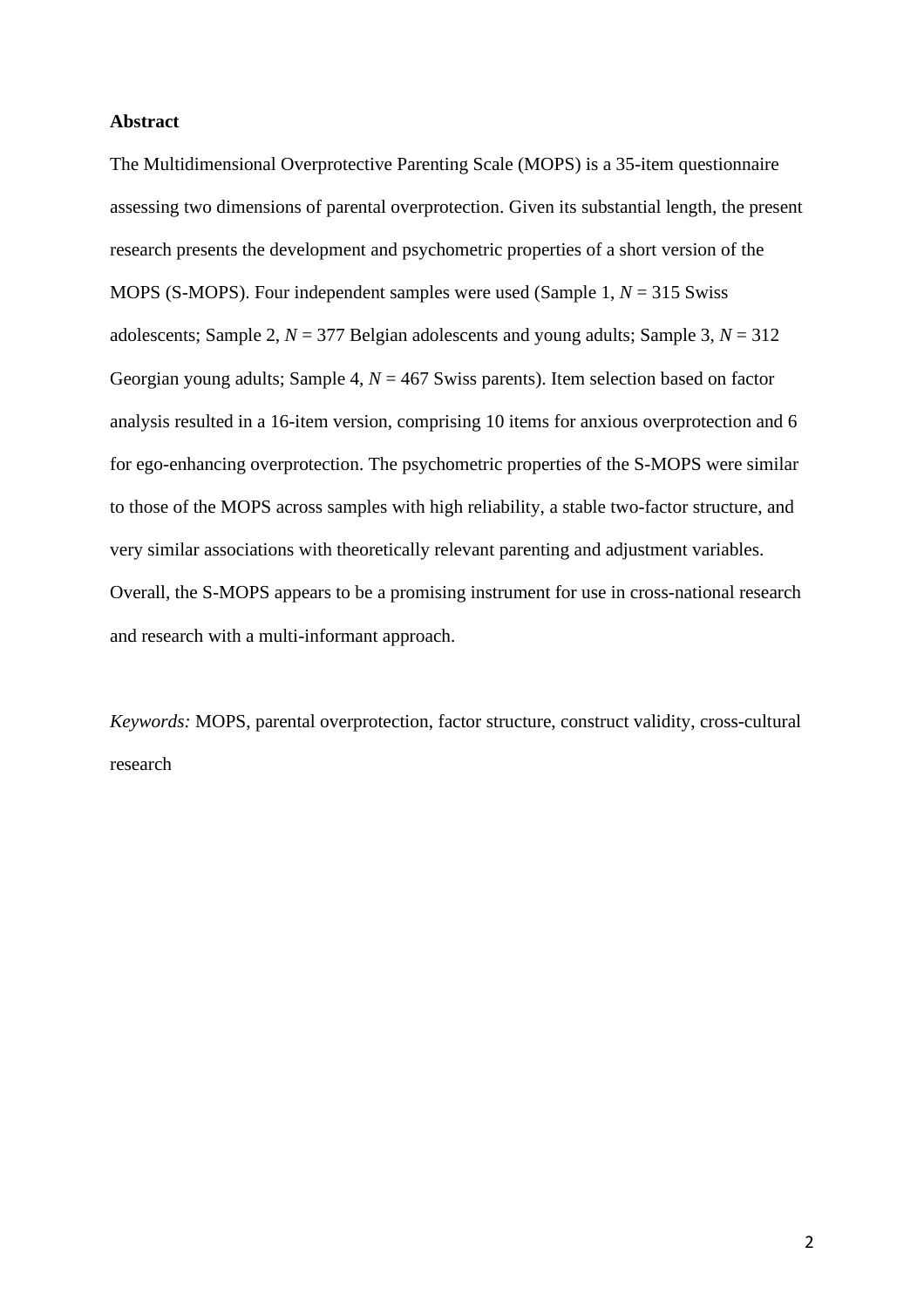## Abstract

The Multidimensional Overprotective Parenting Scale (MOPS) is a 35-item questionnaire assessing two dimensions of parental overprotection. Given its substantial length, the present research presents the development and psychometric properties of a short version of the MOPS (S-MOPS). Four independent samples were used (Sample 1, $N$ = 315 Swiss adolescents; Sample 2, $N$ = 377 Belgian adolescents and young adults; Sample 3, $N$ = 312 Georgian young adults; Sample 4, $N$ = 467 Swiss parents). Item selection based on factor analysis resulted in a 16-item version, comprising 10 items for anxious overprotection and 6 for ego-enhancing overprotection. The psychometric properties of the S-MOPS were similar to those of the MOPS across samples with high reliability, a stable two-factor structure, and very similar associations with theoretically relevant parenting and adjustment variables. Overall, the S-MOPS appears to be a promising instrument for use in cross-national research and research with a multi-informant approach.

*Keywords:* MOPS, parental overprotection, factor structure, construct validity, cross-cultural research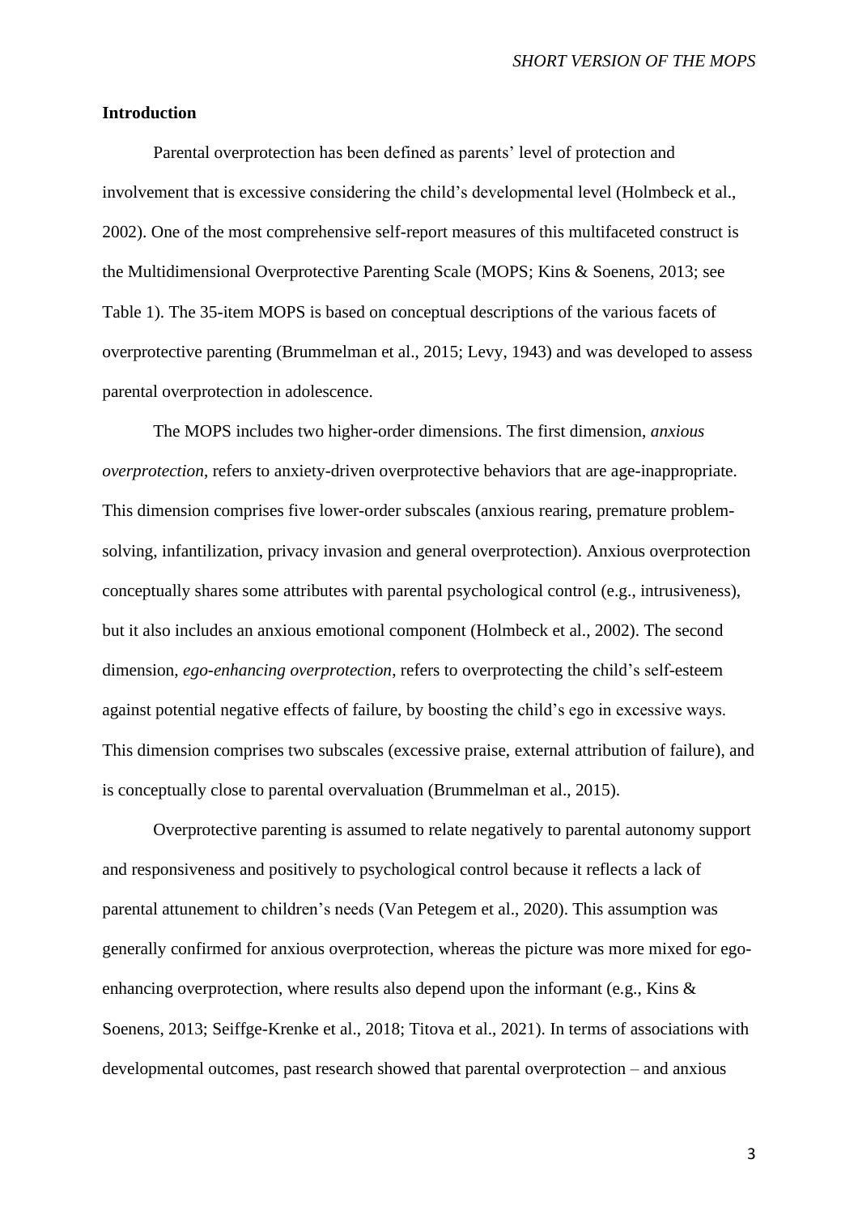## Introduction

Parental overprotection has been defined as parents' level of protection and involvement that is excessive considering the child's developmental level (Holmbeck et al., 2002). One of the most comprehensive self-report measures of this multifaceted construct is the Multidimensional Overprotective Parenting Scale (MOPS; Kins & Soenens, 2013; see Table 1). The 35-item MOPS is based on conceptual descriptions of the various facets of overprotective parenting (Brummelman et al., 2015; Levy, 1943) and was developed to assess parental overprotection in adolescence.

The MOPS includes two higher-order dimensions. The first dimension, *anxious overprotection*, refers to anxiety-driven overprotective behaviors that are age-inappropriate. This dimension comprises five lower-order subscales (anxious rearing, premature problem-solving, infantilization, privacy invasion and general overprotection). Anxious overprotection conceptually shares some attributes with parental psychological control (e.g., intrusiveness), but it also includes an anxious emotional component (Holmbeck et al., 2002). The second dimension, *ego-enhancing overprotection*, refers to overprotecting the child's self-esteem against potential negative effects of failure, by boosting the child's ego in excessive ways. This dimension comprises two subscales (excessive praise, external attribution of failure), and is conceptually close to parental overvaluation (Brummelman et al., 2015).

Overprotective parenting is assumed to relate negatively to parental autonomy support and responsiveness and positively to psychological control because it reflects a lack of parental attunement to children's needs (Van Petegem et al., 2020). This assumption was generally confirmed for anxious overprotection, whereas the picture was more mixed for ego-enhancing overprotection, where results also depend upon the informant (e.g., Kins & Soenens, 2013; Seiffge-Krenke et al., 2018; Titova et al., 2021). In terms of associations with developmental outcomes, past research showed that parental overprotection – and anxious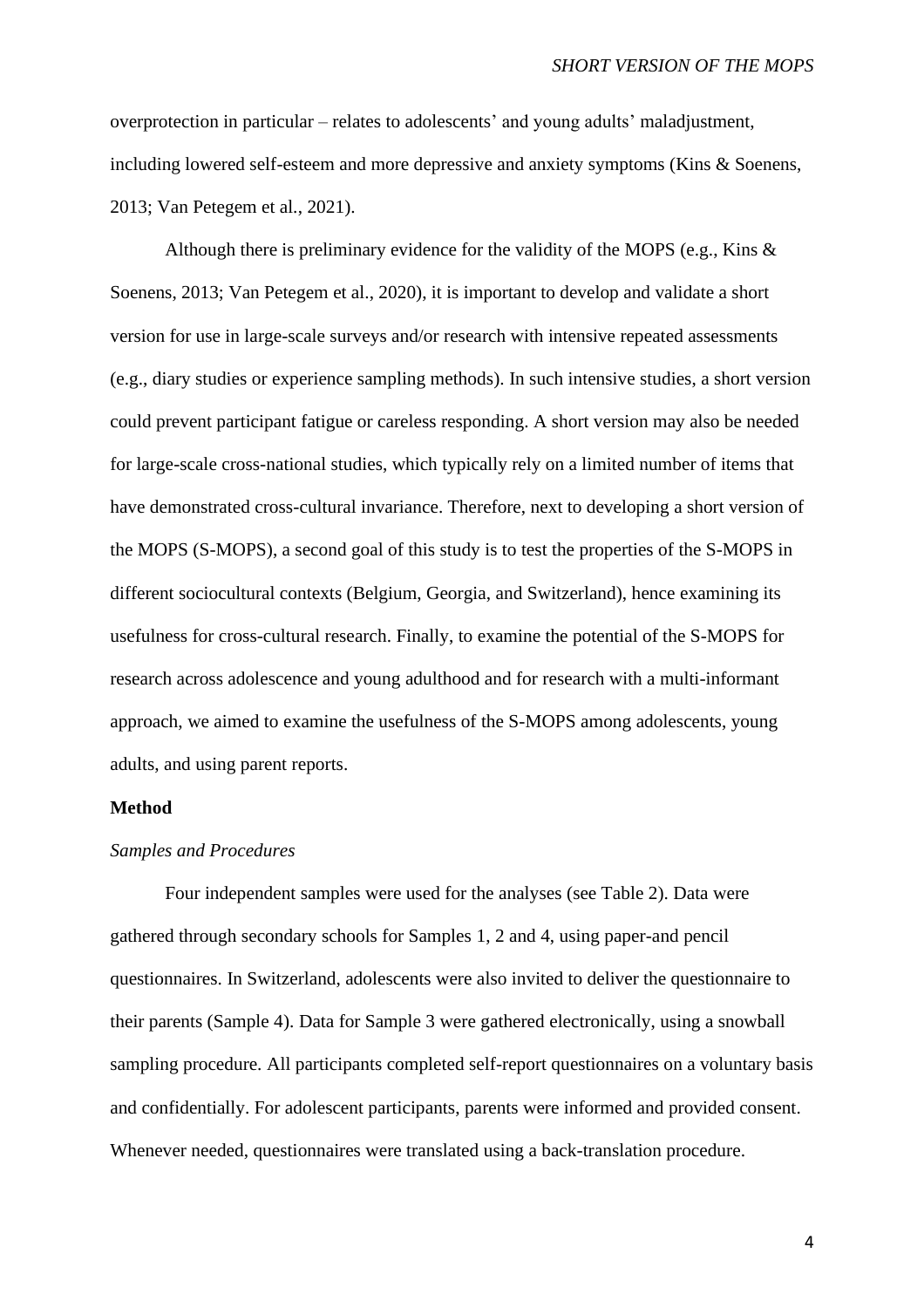overprotection in particular – relates to adolescents' and young adults' maladjustment, including lowered self-esteem and more depressive and anxiety symptoms (Kins & Soenens, 2013; Van Petegem et al., 2021).

Although there is preliminary evidence for the validity of the MOPS (e.g., Kins & Soenens, 2013; Van Petegem et al., 2020), it is important to develop and validate a short version for use in large-scale surveys and/or research with intensive repeated assessments (e.g., diary studies or experience sampling methods). In such intensive studies, a short version could prevent participant fatigue or careless responding. A short version may also be needed for large-scale cross-national studies, which typically rely on a limited number of items that have demonstrated cross-cultural invariance. Therefore, next to developing a short version of the MOPS (S-MOPS), a second goal of this study is to test the properties of the S-MOPS in different sociocultural contexts (Belgium, Georgia, and Switzerland), hence examining its usefulness for cross-cultural research. Finally, to examine the potential of the S-MOPS for research across adolescence and young adulthood and for research with a multi-informant approach, we aimed to examine the usefulness of the S-MOPS among adolescents, young adults, and using parent reports.

## Method

### *Samples and Procedures*

Four independent samples were used for the analyses (see Table 2). Data were gathered through secondary schools for Samples 1, 2 and 4, using paper-and pencil questionnaires. In Switzerland, adolescents were also invited to deliver the questionnaire to their parents (Sample 4). Data for Sample 3 were gathered electronically, using a snowball sampling procedure. All participants completed self-report questionnaires on a voluntary basis and confidentially. For adolescent participants, parents were informed and provided consent. Whenever needed, questionnaires were translated using a back-translation procedure.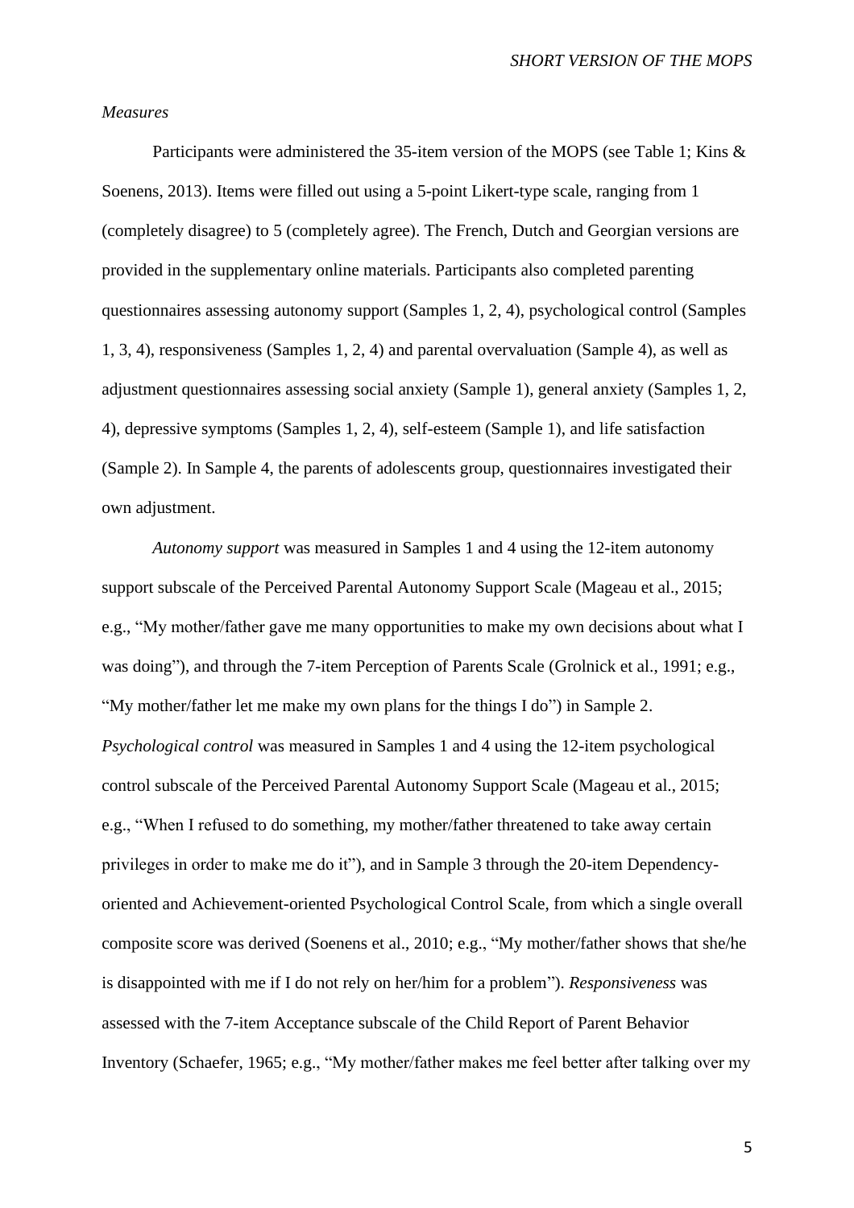*Measures*

Participants were administered the 35-item version of the MOPS (see Table 1; Kins & Soenens, 2013). Items were filled out using a 5-point Likert-type scale, ranging from 1 (completely disagree) to 5 (completely agree). The French, Dutch and Georgian versions are provided in the supplementary online materials. Participants also completed parenting questionnaires assessing autonomy support (Samples 1, 2, 4), psychological control (Samples 1, 3, 4), responsiveness (Samples 1, 2, 4) and parental overvaluation (Sample 4), as well as adjustment questionnaires assessing social anxiety (Sample 1), general anxiety (Samples 1, 2, 4), depressive symptoms (Samples 1, 2, 4), self-esteem (Sample 1), and life satisfaction (Sample 2). In Sample 4, the parents of adolescents group, questionnaires investigated their own adjustment.

*Autonomy support* was measured in Samples 1 and 4 using the 12-item autonomy support subscale of the Perceived Parental Autonomy Support Scale (Mageau et al., 2015; e.g., "My mother/father gave me many opportunities to make my own decisions about what I was doing"), and through the 7-item Perception of Parents Scale (Grolnick et al., 1991; e.g., "My mother/father let me make my own plans for the things I do") in Sample 2. *Psychological control* was measured in Samples 1 and 4 using the 12-item psychological control subscale of the Perceived Parental Autonomy Support Scale (Mageau et al., 2015; e.g., "When I refused to do something, my mother/father threatened to take away certain privileges in order to make me do it"), and in Sample 3 through the 20-item Dependency-oriented and Achievement-oriented Psychological Control Scale, from which a single overall composite score was derived (Soenens et al., 2010; e.g., "My mother/father shows that she/he is disappointed with me if I do not rely on her/him for a problem"). *Responsiveness* was assessed with the 7-item Acceptance subscale of the Child Report of Parent Behavior Inventory (Schaefer, 1965; e.g., "My mother/father makes me feel better after talking over my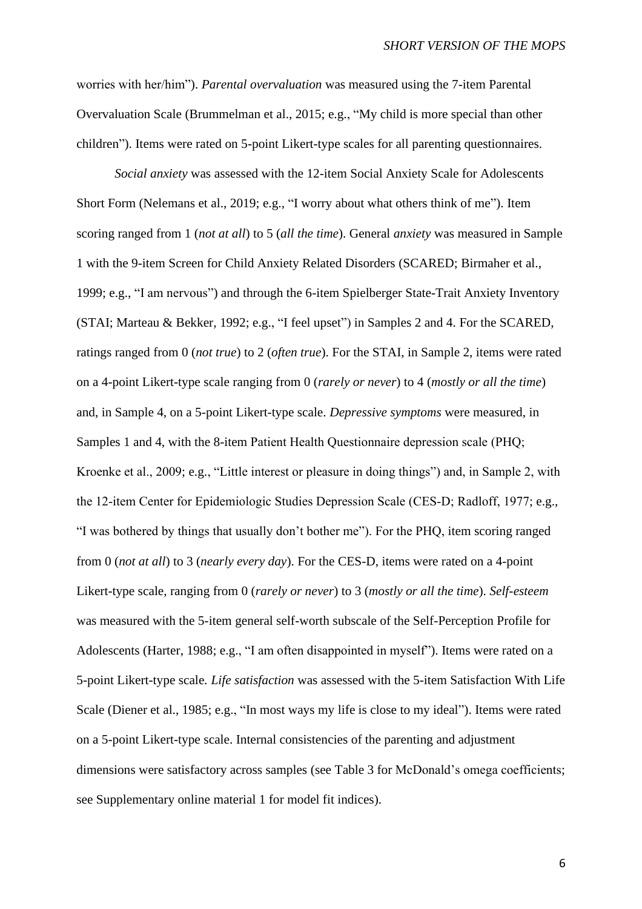worries with her/him"). *Parental overvaluation* was measured using the 7-item Parental Overvaluation Scale (Brummelman et al., 2015; e.g., "My child is more special than other children"). Items were rated on 5-point Likert-type scales for all parenting questionnaires.

*Social anxiety* was assessed with the 12-item Social Anxiety Scale for Adolescents Short Form (Nelemans et al., 2019; e.g., "I worry about what others think of me"). Item scoring ranged from 1 (*not at all*) to 5 (*all the time*). General *anxiety* was measured in Sample 1 with the 9-item Screen for Child Anxiety Related Disorders (SCARED; Birmaher et al., 1999; e.g., "I am nervous") and through the 6-item Spielberger State-Trait Anxiety Inventory (STAI; Marteau & Bekker, 1992; e.g., "I feel upset") in Samples 2 and 4. For the SCARED, ratings ranged from 0 (*not true*) to 2 (*often true*). For the STAI, in Sample 2, items were rated on a 4-point Likert-type scale ranging from 0 (*rarely or never*) to 4 (*mostly or all the time*) and, in Sample 4, on a 5-point Likert-type scale. *Depressive symptoms* were measured, in Samples 1 and 4, with the 8-item Patient Health Questionnaire depression scale (PHQ; Kroenke et al., 2009; e.g., "Little interest or pleasure in doing things") and, in Sample 2, with the 12-item Center for Epidemiologic Studies Depression Scale (CES-D; Radloff, 1977; e.g., "I was bothered by things that usually don't bother me"). For the PHQ, item scoring ranged from 0 (*not at all*) to 3 (*nearly every day*). For the CES-D, items were rated on a 4-point Likert-type scale, ranging from 0 (*rarely or never*) to 3 (*mostly or all the time*). *Self-esteem* was measured with the 5-item general self-worth subscale of the Self-Perception Profile for Adolescents (Harter, 1988; e.g., "I am often disappointed in myself"). Items were rated on a 5-point Likert-type scale. *Life satisfaction* was assessed with the 5-item Satisfaction With Life Scale (Diener et al., 1985; e.g., "In most ways my life is close to my ideal"). Items were rated on a 5-point Likert-type scale. Internal consistencies of the parenting and adjustment dimensions were satisfactory across samples (see Table 3 for McDonald's omega coefficients; see Supplementary online material 1 for model fit indices).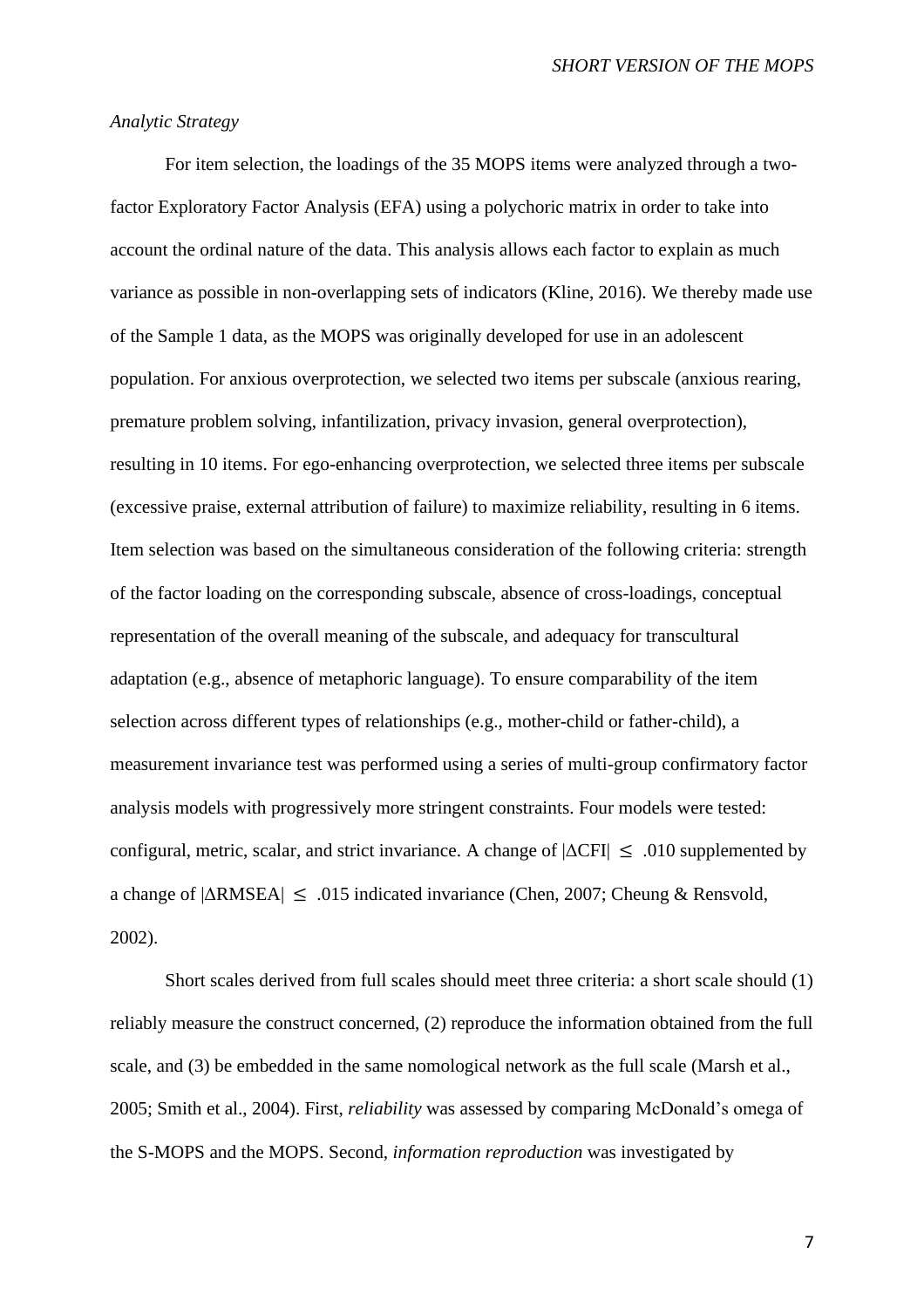*Analytic Strategy*

For item selection, the loadings of the 35 MOPS items were analyzed through a two-factor Exploratory Factor Analysis (EFA) using a polychoric matrix in order to take into account the ordinal nature of the data. This analysis allows each factor to explain as much variance as possible in non-overlapping sets of indicators (Kline, 2016). We thereby made use of the Sample 1 data, as the MOPS was originally developed for use in an adolescent population. For anxious overprotection, we selected two items per subscale (anxious rearing, premature problem solving, infantilization, privacy invasion, general overprotection), resulting in 10 items. For ego-enhancing overprotection, we selected three items per subscale (excessive praise, external attribution of failure) to maximize reliability, resulting in 6 items. Item selection was based on the simultaneous consideration of the following criteria: strength of the factor loading on the corresponding subscale, absence of cross-loadings, conceptual representation of the overall meaning of the subscale, and adequacy for transcultural adaptation (e.g., absence of metaphoric language). To ensure comparability of the item selection across different types of relationships (e.g., mother-child or father-child), a measurement invariance test was performed using a series of multi-group confirmatory factor analysis models with progressively more stringent constraints. Four models were tested: configural, metric, scalar, and strict invariance. A change of $|\Delta CFI| \leq .010$ supplemented by a change of $|\Delta RMSEA| \leq .015$ indicated invariance (Chen, 2007; Cheung & Rensvold, 2002).

Short scales derived from full scales should meet three criteria: a short scale should (1) reliably measure the construct concerned, (2) reproduce the information obtained from the full scale, and (3) be embedded in the same nomological network as the full scale (Marsh et al., 2005; Smith et al., 2004). First, *reliability* was assessed by comparing McDonald's omega of the S-MOPS and the MOPS. Second, *information reproduction* was investigated by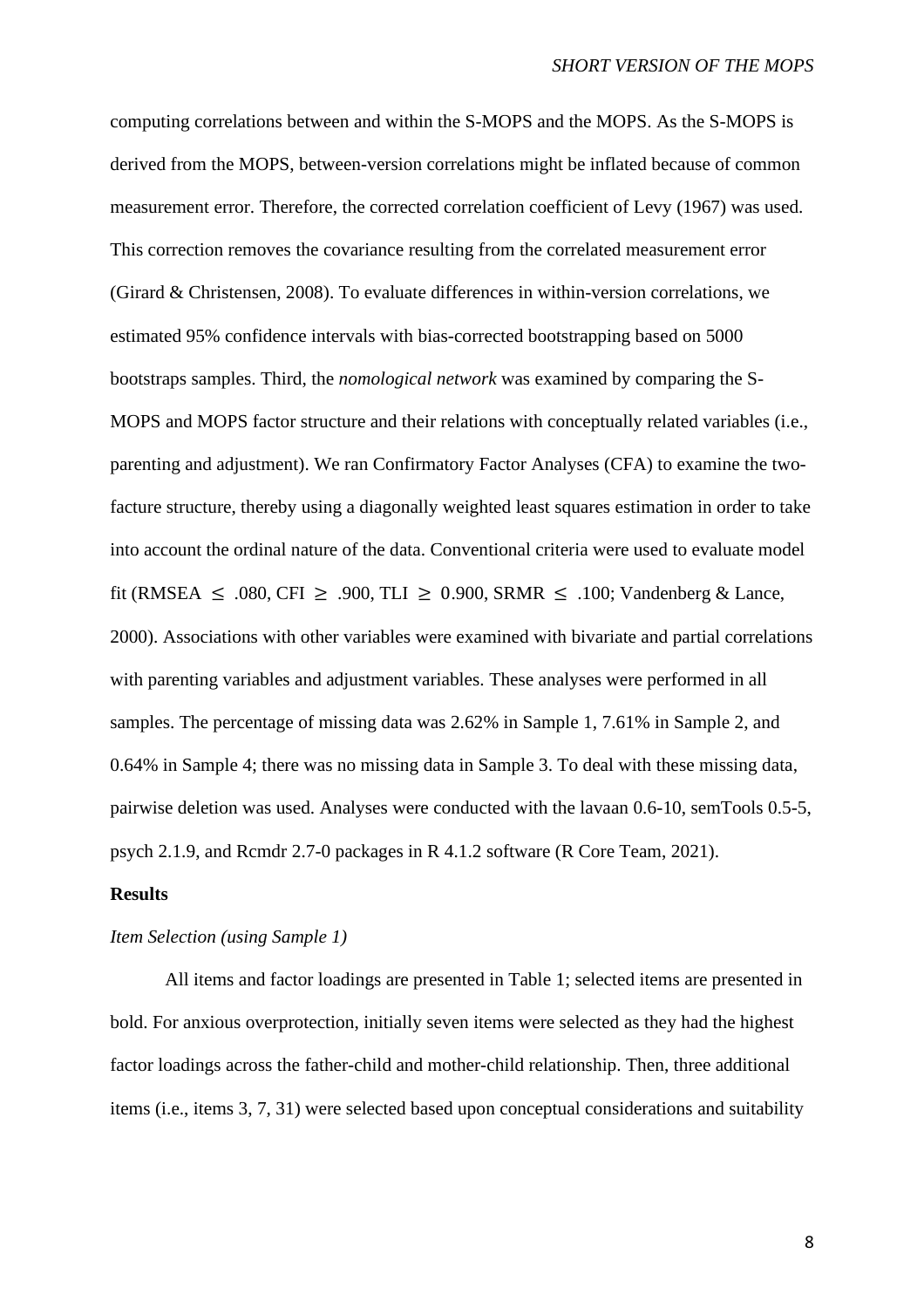computing correlations between and within the S-MOPS and the MOPS. As the S-MOPS is derived from the MOPS, between-version correlations might be inflated because of common measurement error. Therefore, the corrected correlation coefficient of Levy (1967) was used. This correction removes the covariance resulting from the correlated measurement error (Girard & Christensen, 2008). To evaluate differences in within-version correlations, we estimated 95% confidence intervals with bias-corrected bootstrapping based on 5000 bootstraps samples. Third, the *nomological network* was examined by comparing the S-MOPS and MOPS factor structure and their relations with conceptually related variables (i.e., parenting and adjustment). We ran Confirmatory Factor Analyses (CFA) to examine the two-facture structure, thereby using a diagonally weighted least squares estimation in order to take into account the ordinal nature of the data. Conventional criteria were used to evaluate model fit (RMSEA $\leq$ .080, CFI $\geq$ .900, TLI $\geq$ 0.900, SRMR $\leq$ .100; Vandenberg & Lance, 2000). Associations with other variables were examined with bivariate and partial correlations with parenting variables and adjustment variables. These analyses were performed in all samples. The percentage of missing data was 2.62% in Sample 1, 7.61% in Sample 2, and 0.64% in Sample 4; there was no missing data in Sample 3. To deal with these missing data, pairwise deletion was used. Analyses were conducted with the lavaan 0.6-10, semTools 0.5-5, psych 2.1.9, and Rcmdr 2.7-0 packages in R 4.1.2 software (R Core Team, 2021).

## Results

### *Item Selection (using Sample 1)*

All items and factor loadings are presented in Table 1; selected items are presented in bold. For anxious overprotection, initially seven items were selected as they had the highest factor loadings across the father-child and mother-child relationship. Then, three additional items (i.e., items 3, 7, 31) were selected based upon conceptual considerations and suitability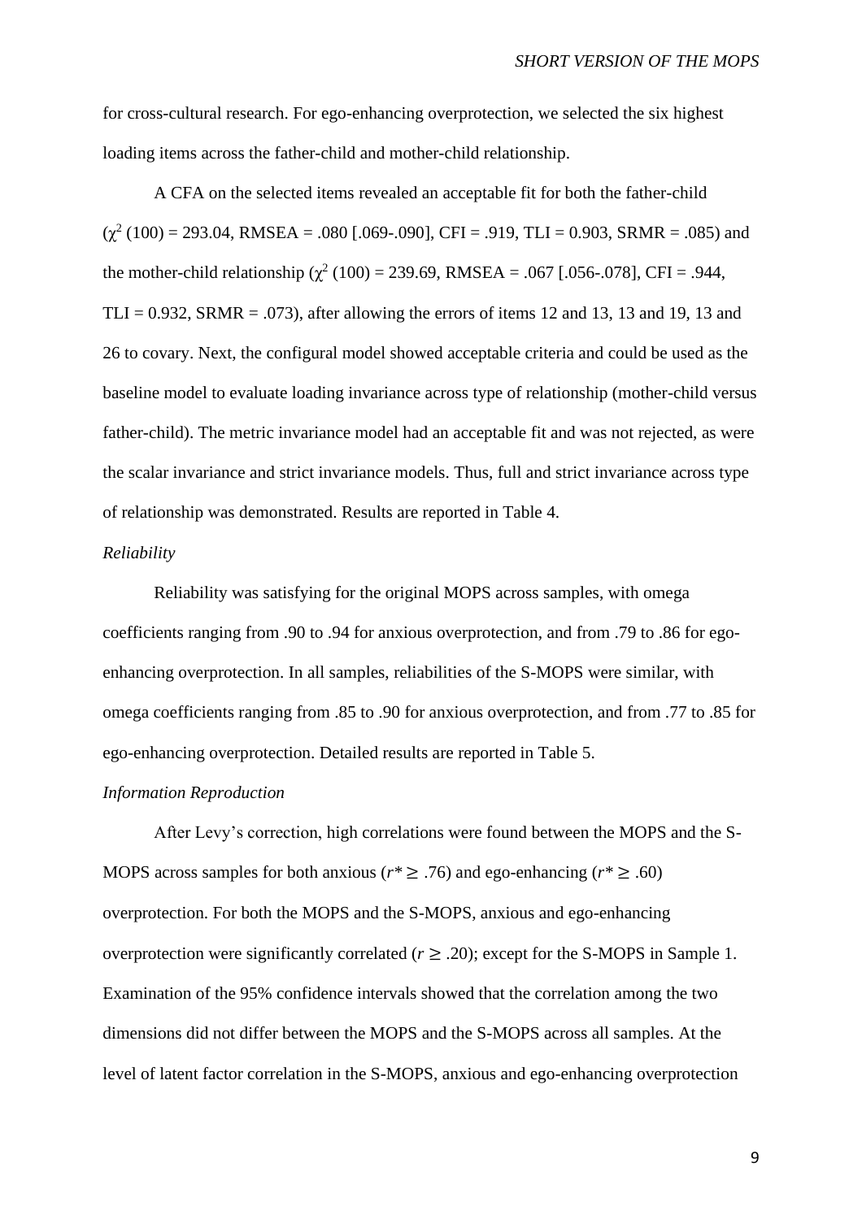for cross-cultural research. For ego-enhancing overprotection, we selected the six highest loading items across the father-child and mother-child relationship.

A CFA on the selected items revealed an acceptable fit for both the father-child ($\chi^2$ (100) = 293.04, RMSEA = .080 [.069-.090], CFI = .919, TLI = 0.903, SRMR = .085) and the mother-child relationship ($\chi^2$ (100) = 239.69, RMSEA = .067 [.056-.078], CFI = .944, TLI = 0.932, SRMR = .073), after allowing the errors of items 12 and 13, 13 and 19, 13 and 26 to covary. Next, the configural model showed acceptable criteria and could be used as the baseline model to evaluate loading invariance across type of relationship (mother-child versus father-child). The metric invariance model had an acceptable fit and was not rejected, as were the scalar invariance and strict invariance models. Thus, full and strict invariance across type of relationship was demonstrated. Results are reported in Table 4.

*Reliability*

Reliability was satisfying for the original MOPS across samples, with omega coefficients ranging from .90 to .94 for anxious overprotection, and from .79 to .86 for ego-enhancing overprotection. In all samples, reliabilities of the S-MOPS were similar, with omega coefficients ranging from .85 to .90 for anxious overprotection, and from .77 to .85 for ego-enhancing overprotection. Detailed results are reported in Table 5.

*Information Reproduction*

After Levy's correction, high correlations were found between the MOPS and the S-MOPS across samples for both anxious ($r^* \geq .76$) and ego-enhancing ($r^* \geq .60$) overprotection. For both the MOPS and the S-MOPS, anxious and ego-enhancing overprotection were significantly correlated ($r \geq .20$); except for the S-MOPS in Sample 1. Examination of the 95% confidence intervals showed that the correlation among the two dimensions did not differ between the MOPS and the S-MOPS across all samples. At the level of latent factor correlation in the S-MOPS, anxious and ego-enhancing overprotection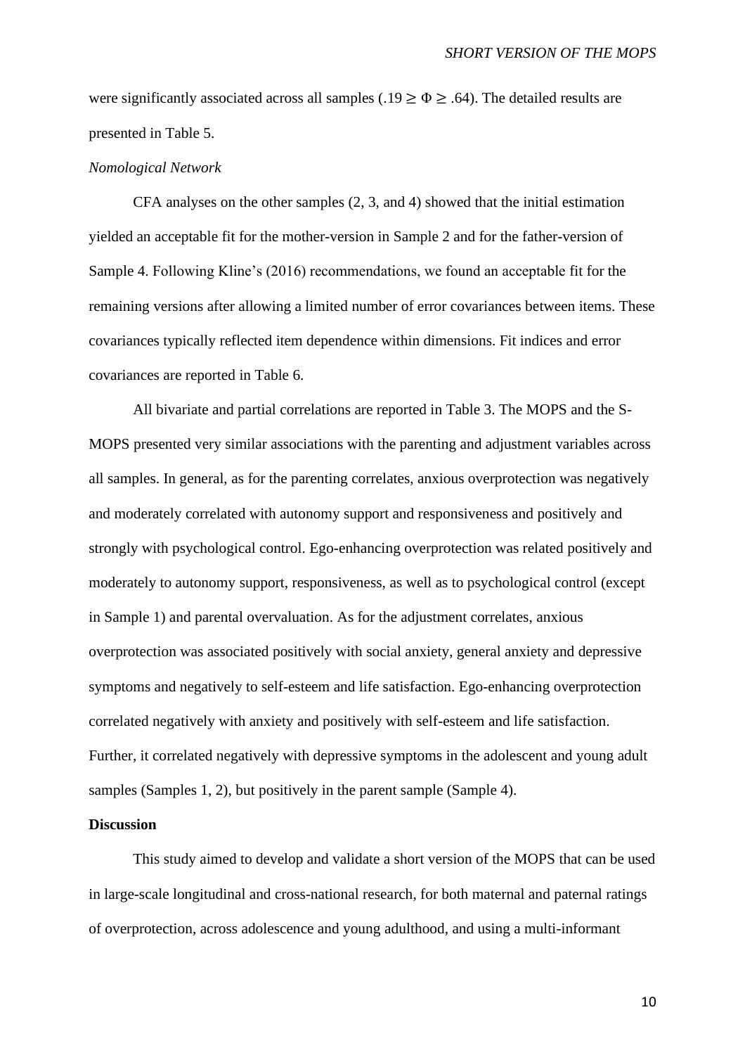were significantly associated across all samples ($.19 \geq \Phi \geq .64$). The detailed results are presented in Table 5.

*Nomological Network*

CFA analyses on the other samples (2, 3, and 4) showed that the initial estimation yielded an acceptable fit for the mother-version in Sample 2 and for the father-version of Sample 4. Following Kline's (2016) recommendations, we found an acceptable fit for the remaining versions after allowing a limited number of error covariances between items. These covariances typically reflected item dependence within dimensions. Fit indices and error covariances are reported in Table 6.

All bivariate and partial correlations are reported in Table 3. The MOPS and the S-MOPS presented very similar associations with the parenting and adjustment variables across all samples. In general, as for the parenting correlates, anxious overprotection was negatively and moderately correlated with autonomy support and responsiveness and positively and strongly with psychological control. Ego-enhancing overprotection was related positively and moderately to autonomy support, responsiveness, as well as to psychological control (except in Sample 1) and parental overvaluation. As for the adjustment correlates, anxious overprotection was associated positively with social anxiety, general anxiety and depressive symptoms and negatively to self-esteem and life satisfaction. Ego-enhancing overprotection correlated negatively with anxiety and positively with self-esteem and life satisfaction. Further, it correlated negatively with depressive symptoms in the adolescent and young adult samples (Samples 1, 2), but positively in the parent sample (Sample 4).

## Discussion

This study aimed to develop and validate a short version of the MOPS that can be used in large-scale longitudinal and cross-national research, for both maternal and paternal ratings of overprotection, across adolescence and young adulthood, and using a multi-informant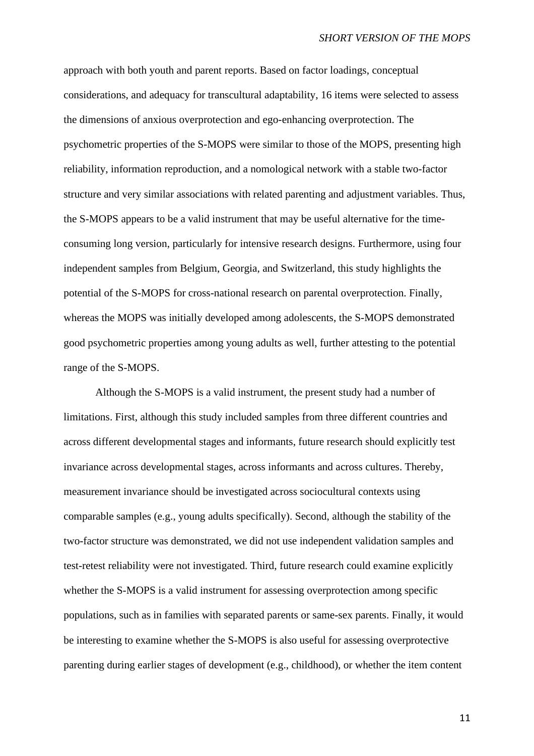approach with both youth and parent reports. Based on factor loadings, conceptual considerations, and adequacy for transcultural adaptability, 16 items were selected to assess the dimensions of anxious overprotection and ego-enhancing overprotection. The psychometric properties of the S-MOPS were similar to those of the MOPS, presenting high reliability, information reproduction, and a nomological network with a stable two-factor structure and very similar associations with related parenting and adjustment variables. Thus, the S-MOPS appears to be a valid instrument that may be useful alternative for the time-consuming long version, particularly for intensive research designs. Furthermore, using four independent samples from Belgium, Georgia, and Switzerland, this study highlights the potential of the S-MOPS for cross-national research on parental overprotection. Finally, whereas the MOPS was initially developed among adolescents, the S-MOPS demonstrated good psychometric properties among young adults as well, further attesting to the potential range of the S-MOPS.

Although the S-MOPS is a valid instrument, the present study had a number of limitations. First, although this study included samples from three different countries and across different developmental stages and informants, future research should explicitly test invariance across developmental stages, across informants and across cultures. Thereby, measurement invariance should be investigated across sociocultural contexts using comparable samples (e.g., young adults specifically). Second, although the stability of the two-factor structure was demonstrated, we did not use independent validation samples and test-retest reliability were not investigated. Third, future research could examine explicitly whether the S-MOPS is a valid instrument for assessing overprotection among specific populations, such as in families with separated parents or same-sex parents. Finally, it would be interesting to examine whether the S-MOPS is also useful for assessing overprotective parenting during earlier stages of development (e.g., childhood), or whether the item content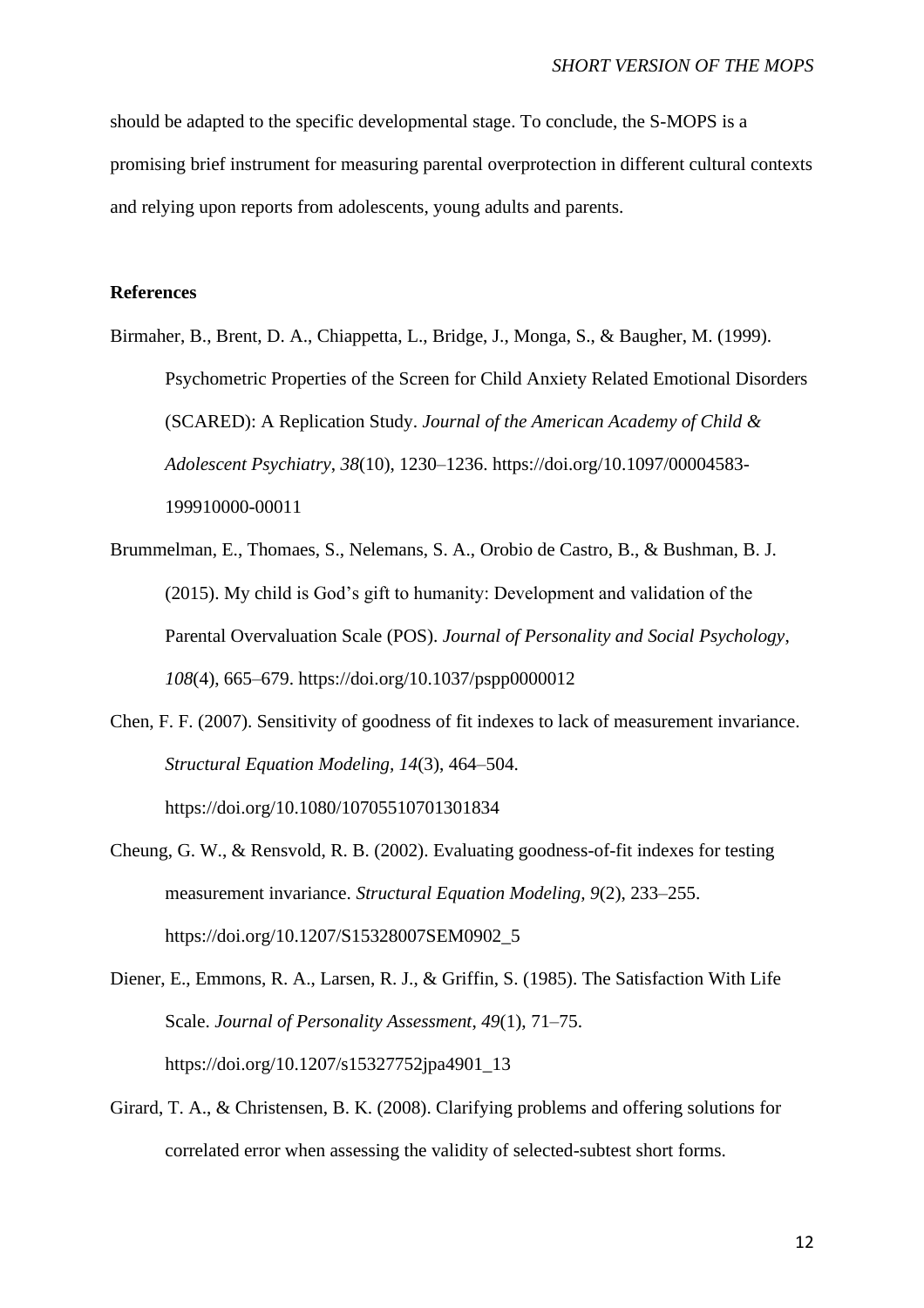should be adapted to the specific developmental stage. To conclude, the S-MOPS is a promising brief instrument for measuring parental overprotection in different cultural contexts and relying upon reports from adolescents, young adults and parents.

**References**

Birmaher, B., Brent, D. A., Chiappetta, L., Bridge, J., Monga, S., & Baugher, M. (1999). Psychometric Properties of the Screen for Child Anxiety Related Emotional Disorders (SCARED): A Replication Study. *Journal of the American Academy of Child & Adolescent Psychiatry*, *38*(10), 1230–1236. https://doi.org/10.1097/00004583-199910000-00011

Brummelman, E., Thomaes, S., Nelemans, S. A., Orobio de Castro, B., & Bushman, B. J. (2015). My child is God's gift to humanity: Development and validation of the Parental Overvaluation Scale (POS). *Journal of Personality and Social Psychology*, *108*(4), 665–679. https://doi.org/10.1037/pspp0000012

Chen, F. F. (2007). Sensitivity of goodness of fit indexes to lack of measurement invariance. *Structural Equation Modeling, 14*(3), 464–504. https://doi.org/10.1080/10705510701301834

Cheung, G. W., & Rensvold, R. B. (2002). Evaluating goodness-of-fit indexes for testing measurement invariance. *Structural Equation Modeling, 9*(2), 233–255. https://doi.org/10.1207/S15328007SEM0902_5

Diener, E., Emmons, R. A., Larsen, R. J., & Griffin, S. (1985). The Satisfaction With Life Scale. *Journal of Personality Assessment*, *49*(1), 71–75. https://doi.org/10.1207/s15327752jpa4901_13

Girard, T. A., & Christensen, B. K. (2008). Clarifying problems and offering solutions for correlated error when assessing the validity of selected-subtest short forms.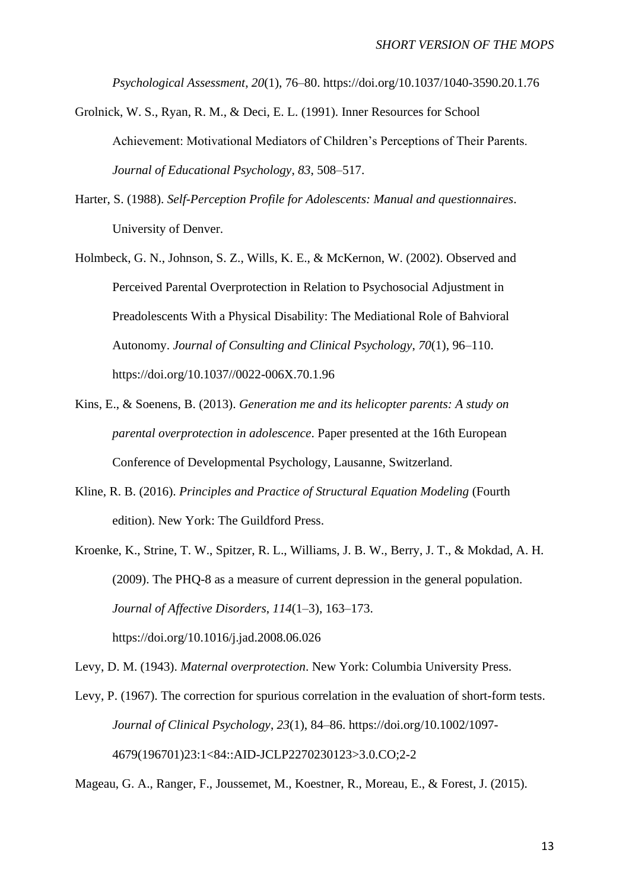*Psychological Assessment*, *20*(1), 76–80. https://doi.org/10.1037/1040-3590.20.1.76

Grolnick, W. S., Ryan, R. M., & Deci, E. L. (1991). Inner Resources for School Achievement: Motivational Mediators of Children's Perceptions of Their Parents. *Journal of Educational Psychology*, *83*, 508–517.

Harter, S. (1988). *Self-Perception Profile for Adolescents: Manual and questionnaires*. University of Denver.

Holmbeck, G. N., Johnson, S. Z., Wills, K. E., & McKernon, W. (2002). Observed and Perceived Parental Overprotection in Relation to Psychosocial Adjustment in Preadolescents With a Physical Disability: The Mediational Role of Bahvioral Autonomy. *Journal of Consulting and Clinical Psychology*, *70*(1), 96–110. https://doi.org/10.1037//0022-006X.70.1.96

Kins, E., & Soenens, B. (2013). *Generation me and its helicopter parents: A study on parental overprotection in adolescence*. Paper presented at the 16th European Conference of Developmental Psychology, Lausanne, Switzerland.

Kline, R. B. (2016). *Principles and Practice of Structural Equation Modeling* (Fourth edition). New York: The Guildford Press.

Kroenke, K., Strine, T. W., Spitzer, R. L., Williams, J. B. W., Berry, J. T., & Mokdad, A. H. (2009). The PHQ-8 as a measure of current depression in the general population. *Journal of Affective Disorders*, *114*(1–3), 163–173. https://doi.org/10.1016/j.jad.2008.06.026

Levy, D. M. (1943). *Maternal overprotection*. New York: Columbia University Press.

Levy, P. (1967). The correction for spurious correlation in the evaluation of short-form tests. *Journal of Clinical Psychology*, *23*(1), 84–86. https://doi.org/10.1002/1097-4679(196701)23:1<84::AID-JCLP2270230123>3.0.CO;2-2

Mageau, G. A., Ranger, F., Joussemet, M., Koestner, R., Moreau, E., & Forest, J. (2015).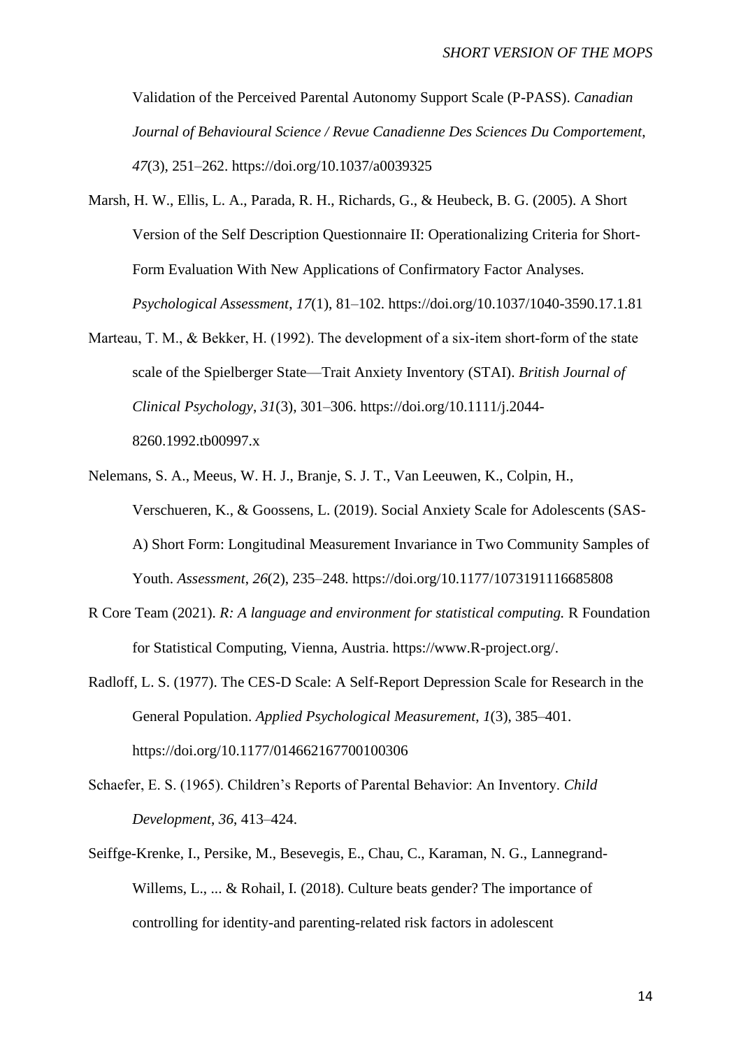Validation of the Perceived Parental Autonomy Support Scale (P-PASS). *Canadian Journal of Behavioural Science / Revue Canadienne Des Sciences Du Comportement*, *47*(3), 251–262. https://doi.org/10.1037/a0039325

Marsh, H. W., Ellis, L. A., Parada, R. H., Richards, G., & Heubeck, B. G. (2005). A Short Version of the Self Description Questionnaire II: Operationalizing Criteria for Short-Form Evaluation With New Applications of Confirmatory Factor Analyses. *Psychological Assessment*, *17*(1), 81–102. https://doi.org/10.1037/1040-3590.17.1.81

Marteau, T. M., & Bekker, H. (1992). The development of a six-item short-form of the state scale of the Spielberger State—Trait Anxiety Inventory (STAI). *British Journal of Clinical Psychology*, *31*(3), 301–306. https://doi.org/10.1111/j.2044-8260.1992.tb00997.x

Nelemans, S. A., Meeus, W. H. J., Branje, S. J. T., Van Leeuwen, K., Colpin, H., Verschueren, K., & Goossens, L. (2019). Social Anxiety Scale for Adolescents (SAS-A) Short Form: Longitudinal Measurement Invariance in Two Community Samples of Youth. *Assessment*, *26*(2), 235–248. https://doi.org/10.1177/1073191116685808

R Core Team (2021). *R: A language and environment for statistical computing.* R Foundation for Statistical Computing, Vienna, Austria. https://www.R-project.org/.

Radloff, L. S. (1977). The CES-D Scale: A Self-Report Depression Scale for Research in the General Population. *Applied Psychological Measurement*, *1*(3), 385–401. https://doi.org/10.1177/014662167700100306

Schaefer, E. S. (1965). Children's Reports of Parental Behavior: An Inventory. *Child Development*, *36*, 413–424.

Seiffge-Krenke, I., Persike, M., Besevegis, E., Chau, C., Karaman, N. G., Lannegrand-Willems, L., ... & Rohail, I. (2018). Culture beats gender? The importance of controlling for identity-and parenting-related risk factors in adolescent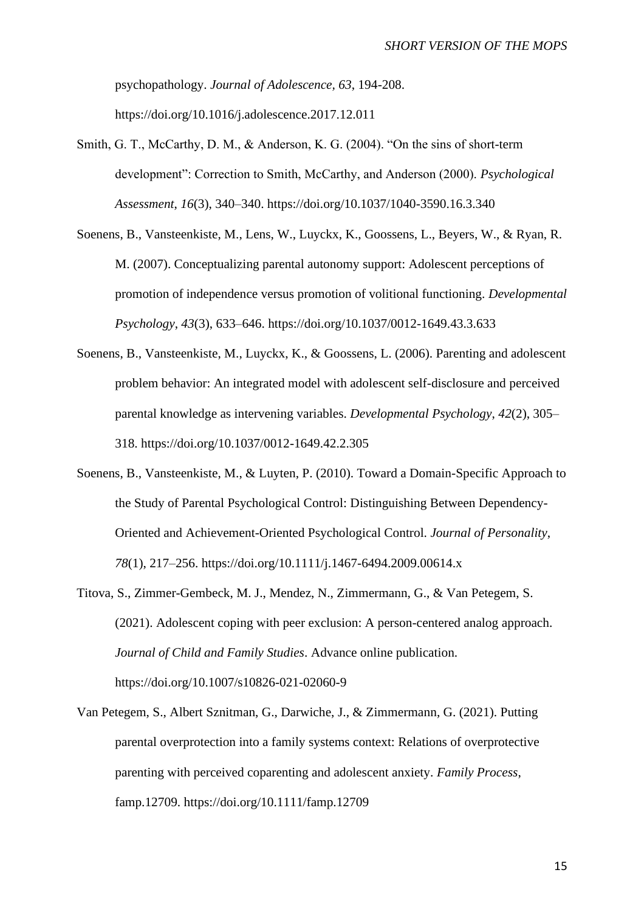psychopathology. *Journal of Adolescence, 63*, 194-208. https://doi.org/10.1016/j.adolescence.2017.12.011

Smith, G. T., McCarthy, D. M., & Anderson, K. G. (2004). "On the sins of short-term development": Correction to Smith, McCarthy, and Anderson (2000). *Psychological Assessment*, *16*(3), 340–340. https://doi.org/10.1037/1040-3590.16.3.340

Soenens, B., Vansteenkiste, M., Lens, W., Luyckx, K., Goossens, L., Beyers, W., & Ryan, R. M. (2007). Conceptualizing parental autonomy support: Adolescent perceptions of promotion of independence versus promotion of volitional functioning. *Developmental Psychology*, *43*(3), 633–646. https://doi.org/10.1037/0012-1649.43.3.633

Soenens, B., Vansteenkiste, M., Luyckx, K., & Goossens, L. (2006). Parenting and adolescent problem behavior: An integrated model with adolescent self-disclosure and perceived parental knowledge as intervening variables. *Developmental Psychology*, *42*(2), 305–318. https://doi.org/10.1037/0012-1649.42.2.305

Soenens, B., Vansteenkiste, M., & Luyten, P. (2010). Toward a Domain-Specific Approach to the Study of Parental Psychological Control: Distinguishing Between Dependency-Oriented and Achievement-Oriented Psychological Control. *Journal of Personality*, *78*(1), 217–256. https://doi.org/10.1111/j.1467-6494.2009.00614.x

Titova, S., Zimmer-Gembeck, M. J., Mendez, N., Zimmermann, G., & Van Petegem, S. (2021). Adolescent coping with peer exclusion: A person-centered analog approach. *Journal of Child and Family Studies*. Advance online publication. https://doi.org/10.1007/s10826-021-02060-9

Van Petegem, S., Albert Sznitman, G., Darwiche, J., & Zimmermann, G. (2021). Putting parental overprotection into a family systems context: Relations of overprotective parenting with perceived coparenting and adolescent anxiety. *Family Process*, famp.12709. https://doi.org/10.1111/famp.12709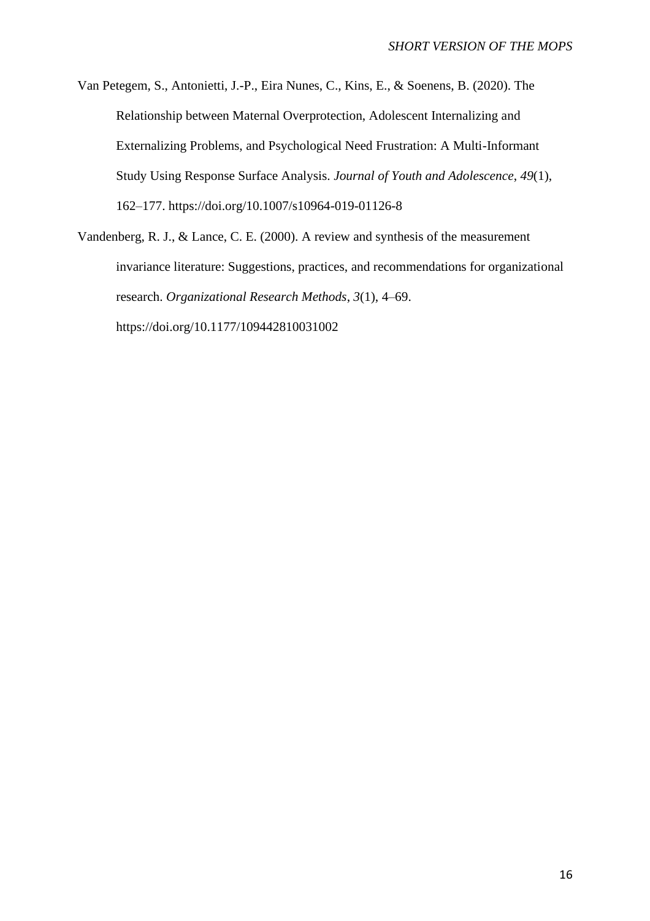Van Petegem, S., Antonietti, J.-P., Eira Nunes, C., Kins, E., & Soenens, B. (2020). The Relationship between Maternal Overprotection, Adolescent Internalizing and Externalizing Problems, and Psychological Need Frustration: A Multi-Informant Study Using Response Surface Analysis. *Journal of Youth and Adolescence*, *49*(1), 162–177. https://doi.org/10.1007/s10964-019-01126-8

Vandenberg, R. J., & Lance, C. E. (2000). A review and synthesis of the measurement invariance literature: Suggestions, practices, and recommendations for organizational research. *Organizational Research Methods*, *3*(1), 4–69. https://doi.org/10.1177/109442810031002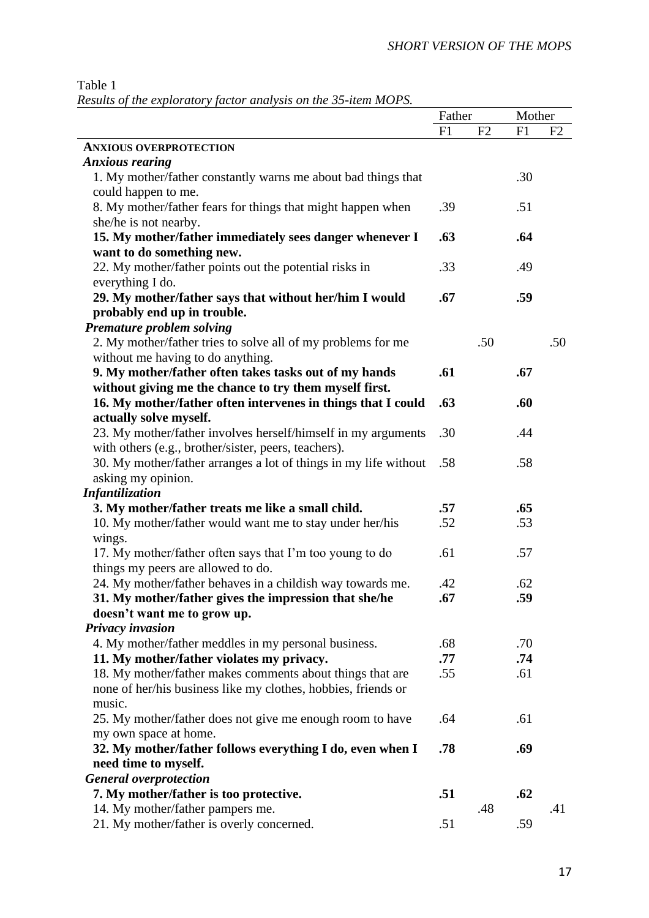Table 1

*Results of the exploratory factor analysis on the 35-item MOPS.*

| | Father | | Mother | |
|---|---|---|---|---|
| | F1 | F2 | F1 | F2 |
| **ANXIOUS OVERPROTECTION** | | | | |
| ***Anxious rearing*** | | | | |
| 1. My mother/father constantly warns me about bad things that could happen to me. | | | .30 | |
| 8. My mother/father fears for things that might happen when she/he is not nearby. | .39 | | .51 | |
| **15. My mother/father immediately sees danger whenever I want to do something new.** | **.63** | | **.64** | |
| 22. My mother/father points out the potential risks in everything I do. | .33 | | .49 | |
| **29. My mother/father says that without her/him I would probably end up in trouble.** | **.67** | | **.59** | |
| ***Premature problem solving*** | | | | |
| 2. My mother/father tries to solve all of my problems for me without me having to do anything. | | .50 | | .50 |
| **9. My mother/father often takes tasks out of my hands without giving me the chance to try them myself first.** | **.61** | | **.67** | |
| **16. My mother/father often intervenes in things that I could actually solve myself.** | **.63** | | **.60** | |
| 23. My mother/father involves herself/himself in my arguments with others (e.g., brother/sister, peers, teachers). | .30 | | .44 | |
| 30. My mother/father arranges a lot of things in my life without asking my opinion. | .58 | | .58 | |
| ***Infantilization*** | | | | |
| **3. My mother/father treats me like a small child.** | **.57** | | **.65** | |
| 10. My mother/father would want me to stay under her/his wings. | .52 | | .53 | |
| 17. My mother/father often says that I'm too young to do things my peers are allowed to do. | .61 | | .57 | |
| 24. My mother/father behaves in a childish way towards me. | .42 | | .62 | |
| **31. My mother/father gives the impression that she/he doesn't want me to grow up.** | **.67** | | **.59** | |
| ***Privacy invasion*** | | | | |
| 4. My mother/father meddles in my personal business. | .68 | | .70 | |
| **11. My mother/father violates my privacy.** | **.77** | | **.74** | |
| 18. My mother/father makes comments about things that are none of her/his business like my clothes, hobbies, friends or music. | .55 | | .61 | |
| 25. My mother/father does not give me enough room to have my own space at home. | .64 | | .61 | |
| **32. My mother/father follows everything I do, even when I need time to myself.** | **.78** | | **.69** | |
| ***General overprotection*** | | | | |
| **7. My mother/father is too protective.** | **.51** | | **.62** | |
| 14. My mother/father pampers me. | | .48 | | .41 |
| 21. My mother/father is overly concerned. | .51 | | .59 | |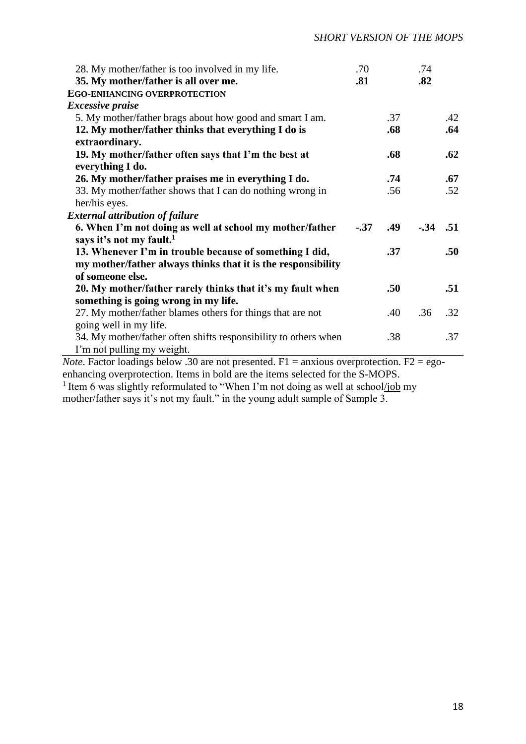| | | | | |
|---|---|---|---|---|
| 28. My mother/father is too involved in my life. | .70 | | .74 | |
| **35. My mother/father is all over me.** | **.81** | | **.82** | |
| **EGO-ENHANCING OVERPROTECTION** | | | | |
| ***Excessive praise*** | | | | |
| 5. My mother/father brags about how good and smart I am. | | .37 | | .42 |
| **12. My mother/father thinks that everything I do is extraordinary.** | | **.68** | | **.64** |
| **19. My mother/father often says that I'm the best at everything I do.** | | **.68** | | **.62** |
| **26. My mother/father praises me in everything I do.** | | **.74** | | **.67** |
| 33. My mother/father shows that I can do nothing wrong in her/his eyes. | | .56 | | .52 |
| ***External attribution of failure*** | | | | |
| **6. When I'm not doing as well at school my mother/father says it's not my fault.[1]** | **-.37** | **.49** | **-.34** | **.51** |
| **13. Whenever I'm in trouble because of something I did, my mother/father always thinks that it is the responsibility of someone else.** | | **.37** | | **.50** |
| **20. My mother/father rarely thinks that it's my fault when something is going wrong in my life.** | | **.50** | | **.51** |
| 27. My mother/father blames others for things that are not going well in my life. | | .40 | .36 | .32 |
| 34. My mother/father often shifts responsibility to others when I'm not pulling my weight. | | .38 | | .37 |

*Note*. Factor loadings below .30 are not presented. F1 = anxious overprotection. F2 = ego-enhancing overprotection. Items in bold are the items selected for the S-MOPS.

[1] Item 6 was slightly reformulated to "When I'm not doing as well at school/job my mother/father says it's not my fault." in the young adult sample of Sample 3.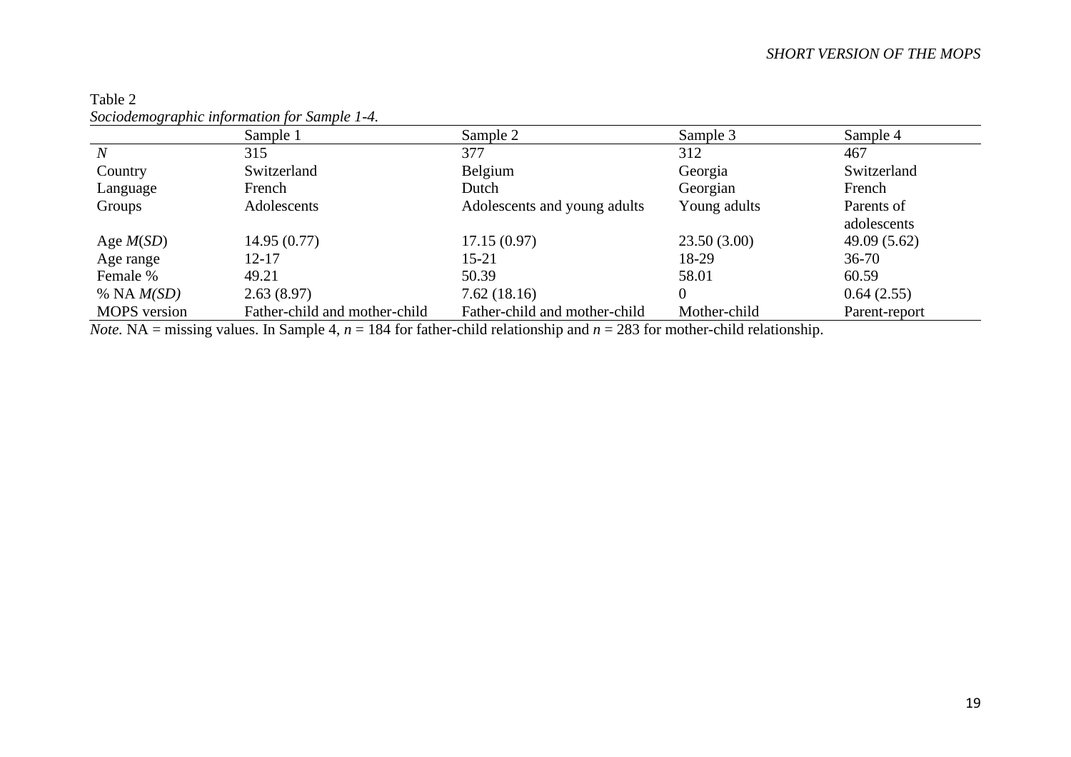Table 2

*Sociodemographic information for Sample 1-4.*

| | Sample 1 | Sample 2 | Sample 3 | Sample 4 |
|---|---|---|---|---|
| *N* | 315 | 377 | 312 | 467 |
| Country | Switzerland | Belgium | Georgia | Switzerland |
| Language | French | Dutch | Georgian | French |
| Groups | Adolescents | Adolescents and young adults | Young adults | Parents of adolescents |
| Age *M*(*SD*) | 14.95 (0.77) | 17.15 (0.97) | 23.50 (3.00) | 49.09 (5.62) |
| Age range | 12-17 | 15-21 | 18-29 | 36-70 |
| Female % | 49.21 | 50.39 | 58.01 | 60.59 |
| % NA *M(SD)* | 2.63 (8.97) | 7.62 (18.16) | 0 | 0.64 (2.55) |
| MOPS version | Father-child and mother-child | Father-child and mother-child | Mother-child | Parent-report |

*Note.* NA = missing values. In Sample 4, $n = 184$ for father-child relationship and $n = 283$ for mother-child relationship.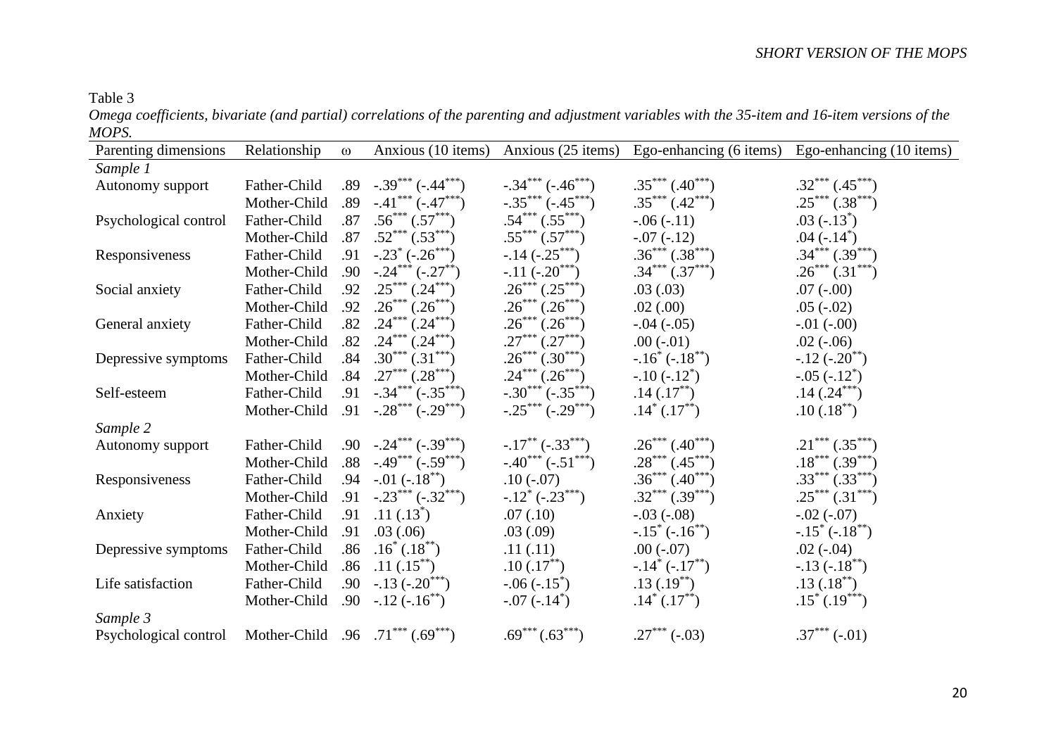Table 3

*Omega coefficients, bivariate (and partial) correlations of the parenting and adjustment variables with the 35-item and 16-item versions of the MOPS.*

| Parenting dimensions | Relationship | ω | Anxious (10 items) | Anxious (25 items) | Ego-enhancing (6 items) | Ego-enhancing (10 items) |
|---|---|---|---|---|---|---|
| *Sample 1* | | | | | | |
| Autonomy support | Father-Child | .89 | -.39*** (-.44***) | -.34*** (-.46***) | .35*** (.40***) | .32*** (.45***) |
| | Mother-Child | .89 | -.41*** (-.47***) | -.35*** (-.45***) | .35*** (.42***) | .25*** (.38***) |
| Psychological control | Father-Child | .87 | .56*** (.57***) | .54*** (.55***) | -.06 (-.11) | .03 (-.13*) |
| | Mother-Child | .87 | .52*** (.53***) | .55*** (.57***) | -.07 (-.12) | .04 (-.14*) |
| Responsiveness | Father-Child | .91 | -.23* (-.26***) | -.14 (-.25***) | .36*** (.38***) | .34*** (.39***) |
| | Mother-Child | .90 | -.24*** (-.27**) | -.11 (-.20***) | .34*** (.37***) | .26*** (.31***) |
| Social anxiety | Father-Child | .92 | .25*** (.24***) | .26*** (.25***) | .03 (.03) | .07 (-.00) |
| | Mother-Child | .92 | .26*** (.26***) | .26*** (.26***) | .02 (.00) | .05 (-.02) |
| General anxiety | Father-Child | .82 | .24*** (.24***) | .26*** (.26***) | -.04 (-.05) | -.01 (-.00) |
| | Mother-Child | .82 | .24*** (.24***) | .27*** (.27***) | .00 (-.01) | .02 (-.06) |
| Depressive symptoms | Father-Child | .84 | .30*** (.31***) | .26*** (.30***) | -.16* (-.18**) | -.12 (-.20**) |
| | Mother-Child | .84 | .27*** (.28***) | .24*** (.26***) | -.10 (-.12*) | -.05 (-.12*) |
| Self-esteem | Father-Child | .91 | -.34*** (-.35***) | -.30*** (-.35***) | .14 (.17**) | .14 (.24***) |
| | Mother-Child | .91 | -.28*** (-.29***) | -.25*** (-.29***) | .14* (.17**) | .10 (.18**) |
| *Sample 2* | | | | | | |
| Autonomy support | Father-Child | .90 | -.24*** (-.39***) | -.17** (-.33***) | .26*** (.40***) | .21*** (.35***) |
| | Mother-Child | .88 | -.49*** (-.59***) | -.40*** (-.51***) | .28*** (.45***) | .18*** (.39***) |
| Responsiveness | Father-Child | .94 | -.01 (-.18**) | .10 (-.07) | .36*** (.40***) | .33*** (.33***) |
| | Mother-Child | .91 | -.23*** (-.32***) | -.12* (-.23***) | .32*** (.39***) | .25*** (.31***) |
| Anxiety | Father-Child | .91 | .11 (.13*) | .07 (.10) | -.03 (-.08) | -.02 (-.07) |
| | Mother-Child | .91 | .03 (.06) | .03 (.09) | -.15* (-.16**) | -.15* (-.18**) |
| Depressive symptoms | Father-Child | .86 | .16* (.18**) | .11 (.11) | .00 (-.07) | .02 (-.04) |
| | Mother-Child | .86 | .11 (.15**) | .10 (.17**) | -.14* (-.17**) | -.13 (-.18**) |
| Life satisfaction | Father-Child | .90 | -.13 (-.20***) | -.06 (-.15*) | .13 (.19**) | .13 (.18**) |
| | Mother-Child | .90 | -.12 (-.16**) | -.07 (-.14*) | .14* (.17**) | .15* (.19***) |
| *Sample 3* | | | | | | |
| Psychological control | Mother-Child | .96 | .71*** (.69***) | .69*** (.63***) | .27*** (-.03) | .37*** (-.01) |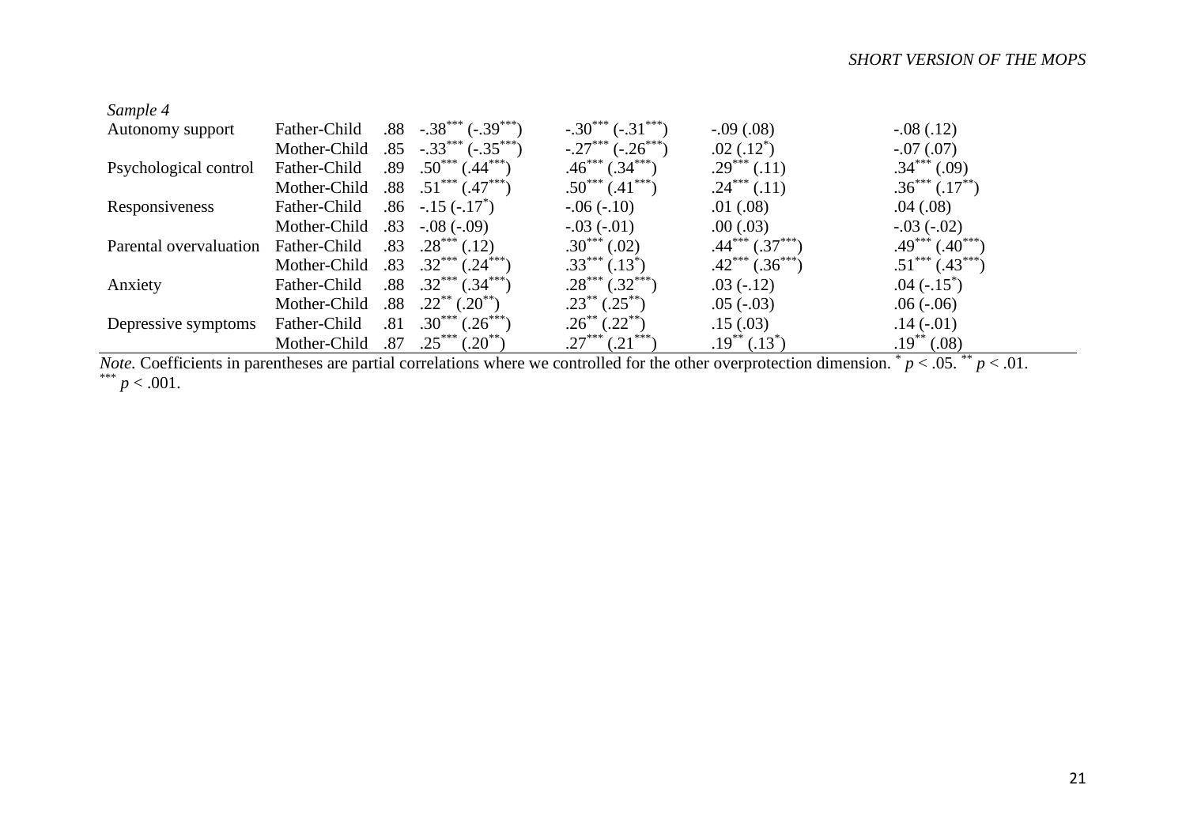| | | | | | | |
|---|---|---|---|---|---|---|
| *Sample 4* | | | | | | |
| Autonomy support | Father-Child | .88 | -.38*** (-.39***) | -.30*** (-.31***) | -.09 (.08) | -.08 (.12) |
| | Mother-Child | .85 | -.33*** (-.35***) | -.27*** (-.26***) | .02 (.12*) | -.07 (.07) |
| Psychological control | Father-Child | .89 | .50*** (.44***) | .46*** (.34***) | .29*** (.11) | .34*** (.09) |
| | Mother-Child | .88 | .51*** (.47***) | .50*** (.41***) | .24*** (.11) | .36*** (.17**) |
| Responsiveness | Father-Child | .86 | -.15 (-.17*) | -.06 (-.10) | .01 (.08) | .04 (.08) |
| | Mother-Child | .83 | -.08 (-.09) | -.03 (-.01) | .00 (.03) | -.03 (-.02) |
| Parental overvaluation | Father-Child | .83 | .28*** (.12) | .30*** (.02) | .44*** (.37***) | .49*** (.40***) |
| | Mother-Child | .83 | .32*** (.24***) | .33*** (.13*) | .42*** (.36***) | .51*** (.43***) |
| Anxiety | Father-Child | .88 | .32*** (.34***) | .28*** (.32***) | .03 (-.12) | .04 (-.15*) |
| | Mother-Child | .88 | .22** (.20**) | .23** (.25**) | .05 (-.03) | .06 (-.06) |
| Depressive symptoms | Father-Child | .81 | .30*** (.26***) | .26** (.22**) | .15 (.03) | .14 (-.01) |
| | Mother-Child | .87 | .25*** (.20**) | .27*** (.21***) | .19** (.13*) | .19** (.08) |

*Note.* Coefficients in parentheses are partial correlations where we controlled for the other overprotection dimension. * $p < .05$. ** $p < .01$. *** $p < .001$.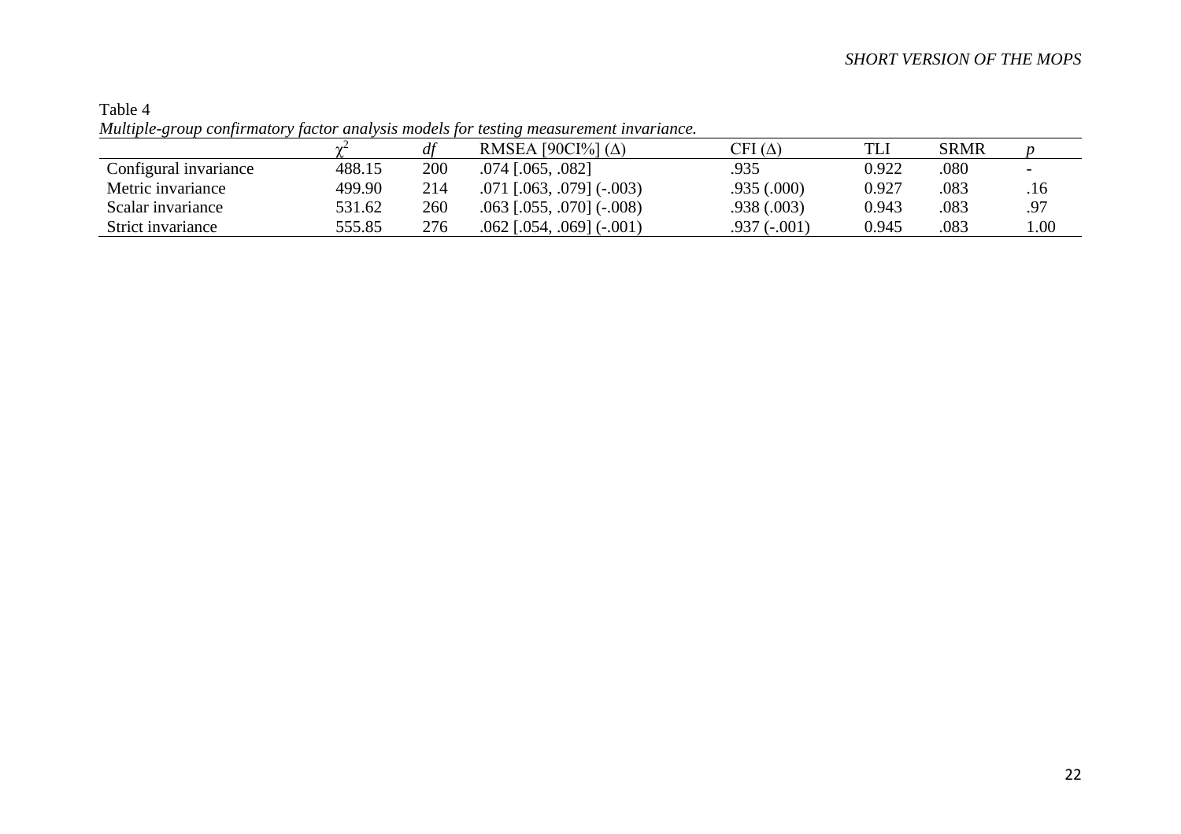Table 4

*Multiple-group confirmatory factor analysis models for testing measurement invariance.*

| | $\chi^2$ | *df* | RMSEA [90CI%] (Δ) | CFI (Δ) | TLI | SRMR | *p* |
|---|---|---|---|---|---|---|---|
| Configural invariance | 488.15 | 200 | .074 [.065, .082] | .935 | 0.922 | .080 | - |
| Metric invariance | 499.90 | 214 | .071 [.063, .079] (-.003) | .935 (.000) | 0.927 | .083 | .16 |
| Scalar invariance | 531.62 | 260 | .063 [.055, .070] (-.008) | .938 (.003) | 0.943 | .083 | .97 |
| Strict invariance | 555.85 | 276 | .062 [.054, .069] (-.001) | .937 (-.001) | 0.945 | .083 | 1.00 |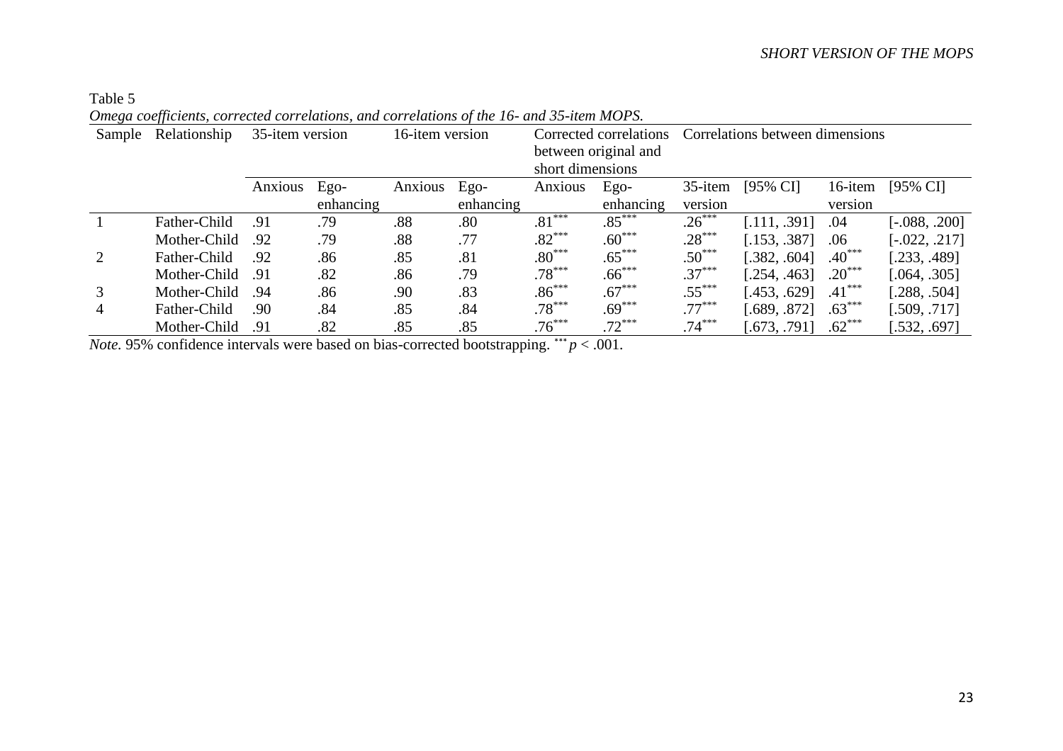Table 5

*Omega coefficients, corrected correlations, and correlations of the 16- and 35-item MOPS.*

| Sample | Relationship | 35-item version | | 16-item version | | Corrected correlations between original and short dimensions | | Correlations between dimensions | | | |
|---|---|---|---|---|---|---|---|---|---|---|---|
| | | Anxious | Ego-enhancing | Anxious | Ego-enhancing | Anxious | Ego-enhancing | 35-item version | [95% CI] | 16-item version | [95% CI] |
| 1 | Father-Child | .91 | .79 | .88 | .80 | .81*** | .85*** | .26*** | [.111, .391] | .04 | [-.088, .200] |
| | Mother-Child | .92 | .79 | .88 | .77 | .82*** | .60*** | .28*** | [.153, .387] | .06 | [-.022, .217] |
| 2 | Father-Child | .92 | .86 | .85 | .81 | .80*** | .65*** | .50*** | [.382, .604] | .40*** | [.233, .489] |
| | Mother-Child | .91 | .82 | .86 | .79 | .78*** | .66*** | .37*** | [.254, .463] | .20*** | [.064, .305] |
| 3 | Mother-Child | .94 | .86 | .90 | .83 | .86*** | .67*** | .55*** | [.453, .629] | .41*** | [.288, .504] |
| 4 | Father-Child | .90 | .84 | .85 | .84 | .78*** | .69*** | .77*** | [.689, .872] | .63*** | [.509, .717] |
| | Mother-Child | .91 | .82 | .85 | .85 | .76*** | .72*** | .74*** | [.673, .791] | .62*** | [.532, .697] |

*Note.* 95% confidence intervals were based on bias-corrected bootstrapping. *** $p < .001$.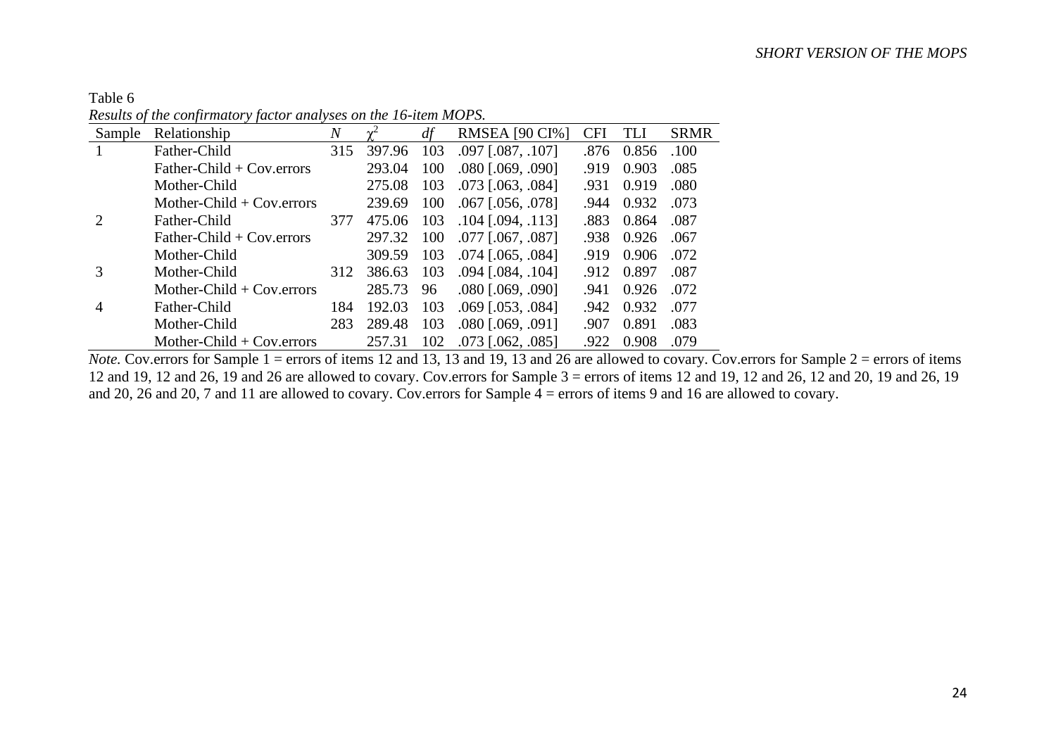Table 6

*Results of the confirmatory factor analyses on the 16-item MOPS.*

| Sample | Relationship | *N* | $\chi^2$ | *df* | RMSEA [90 CI%] | CFI | TLI | SRMR |
|---|---|---|---|---|---|---|---|---|
| 1 | Father-Child | 315 | 397.96 | 103 | .097 [.087, .107] | .876 | 0.856 | .100 |
| | Father-Child + Cov.errors | | 293.04 | 100 | .080 [.069, .090] | .919 | 0.903 | .085 |
| | Mother-Child | | 275.08 | 103 | .073 [.063, .084] | .931 | 0.919 | .080 |
| | Mother-Child + Cov.errors | | 239.69 | 100 | .067 [.056, .078] | .944 | 0.932 | .073 |
| 2 | Father-Child | 377 | 475.06 | 103 | .104 [.094, .113] | .883 | 0.864 | .087 |
| | Father-Child + Cov.errors | | 297.32 | 100 | .077 [.067, .087] | .938 | 0.926 | .067 |
| | Mother-Child | | 309.59 | 103 | .074 [.065, .084] | .919 | 0.906 | .072 |
| 3 | Mother-Child | 312 | 386.63 | 103 | .094 [.084, .104] | .912 | 0.897 | .087 |
| | Mother-Child + Cov.errors | | 285.73 | 96 | .080 [.069, .090] | .941 | 0.926 | .072 |
| 4 | Father-Child | 184 | 192.03 | 103 | .069 [.053, .084] | .942 | 0.932 | .077 |
| | Mother-Child | 283 | 289.48 | 103 | .080 [.069, .091] | .907 | 0.891 | .083 |
| | Mother-Child + Cov.errors | | 257.31 | 102 | .073 [.062, .085] | .922 | 0.908 | .079 |

*Note.* Cov.errors for Sample 1 = errors of items 12 and 13, 13 and 19, 13 and 26 are allowed to covary. Cov.errors for Sample 2 = errors of items 12 and 19, 12 and 26, 19 and 26 are allowed to covary. Cov.errors for Sample 3 = errors of items 12 and 19, 12 and 26, 12 and 20, 19 and 26, 19 and 20, 26 and 20, 7 and 11 are allowed to covary. Cov.errors for Sample 4 = errors of items 9 and 16 are allowed to covary.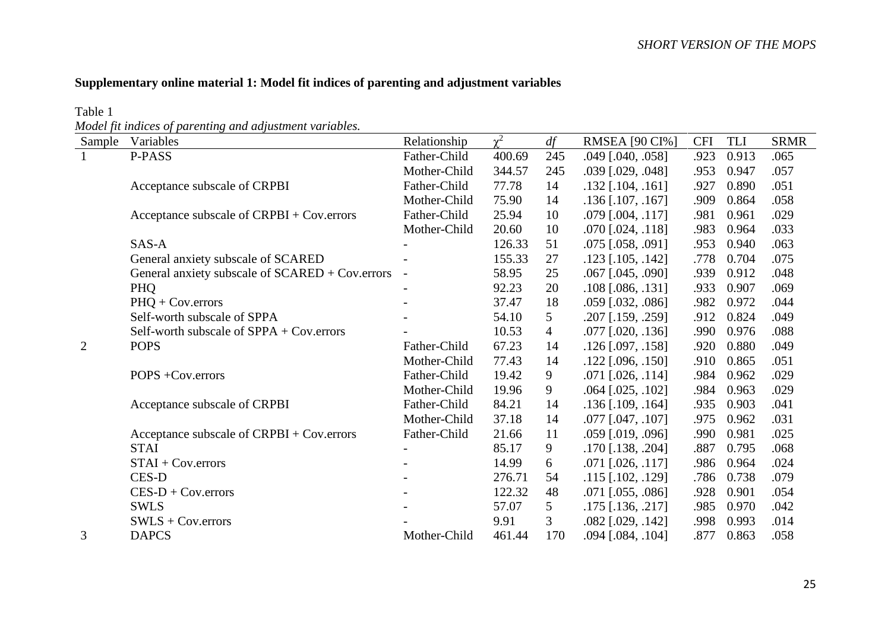**Supplementary online material 1: Model fit indices of parenting and adjustment variables**

Table 1

*Model fit indices of parenting and adjustment variables.*

| Sample | Variables | Relationship | $\chi^2$ | *df* | RMSEA [90 CI%] | CFI | TLI | SRMR |
|---|---|---|---|---|---|---|---|---|
| 1 | P-PASS | Father-Child | 400.69 | 245 | .049 [.040, .058] | .923 | 0.913 | .065 |
| | | Mother-Child | 344.57 | 245 | .039 [.029, .048] | .953 | 0.947 | .057 |
| | Acceptance subscale of CRPBI | Father-Child | 77.78 | 14 | .132 [.104, .161] | .927 | 0.890 | .051 |
| | | Mother-Child | 75.90 | 14 | .136 [.107, .167] | .909 | 0.864 | .058 |
| | Acceptance subscale of CRPBI + Cov.errors | Father-Child | 25.94 | 10 | .079 [.004, .117] | .981 | 0.961 | .029 |
| | | Mother-Child | 20.60 | 10 | .070 [.024, .118] | .983 | 0.964 | .033 |
| | SAS-A | - | 126.33 | 51 | .075 [.058, .091] | .953 | 0.940 | .063 |
| | General anxiety subscale of SCARED | - | 155.33 | 27 | .123 [.105, .142] | .778 | 0.704 | .075 |
| | General anxiety subscale of SCARED + Cov.errors | - | 58.95 | 25 | .067 [.045, .090] | .939 | 0.912 | .048 |
| | PHQ | - | 92.23 | 20 | .108 [.086, .131] | .933 | 0.907 | .069 |
| | PHQ + Cov.errors | - | 37.47 | 18 | .059 [.032, .086] | .982 | 0.972 | .044 |
| | Self-worth subscale of SPPA | - | 54.10 | 5 | .207 [.159, .259] | .912 | 0.824 | .049 |
| | Self-worth subscale of SPPA + Cov.errors | - | 10.53 | 4 | .077 [.020, .136] | .990 | 0.976 | .088 |
| 2 | POPS | Father-Child | 67.23 | 14 | .126 [.097, .158] | .920 | 0.880 | .049 |
| | | Mother-Child | 77.43 | 14 | .122 [.096, .150] | .910 | 0.865 | .051 |
| | POPS +Cov.errors | Father-Child | 19.42 | 9 | .071 [.026, .114] | .984 | 0.962 | .029 |
| | | Mother-Child | 19.96 | 9 | .064 [.025, .102] | .984 | 0.963 | .029 |
| | Acceptance subscale of CRPBI | Father-Child | 84.21 | 14 | .136 [.109, .164] | .935 | 0.903 | .041 |
| | | Mother-Child | 37.18 | 14 | .077 [.047, .107] | .975 | 0.962 | .031 |
| | Acceptance subscale of CRPBI + Cov.errors | Father-Child | 21.66 | 11 | .059 [.019, .096] | .990 | 0.981 | .025 |
| | STAI | - | 85.17 | 9 | .170 [.138, .204] | .887 | 0.795 | .068 |
| | STAI + Cov.errors | - | 14.99 | 6 | .071 [.026, .117] | .986 | 0.964 | .024 |
| | CES-D | - | 276.71 | 54 | .115 [.102, .129] | .786 | 0.738 | .079 |
| | CES-D + Cov.errors | - | 122.32 | 48 | .071 [.055, .086] | .928 | 0.901 | .054 |
| | SWLS | - | 57.07 | 5 | .175 [.136, .217] | .985 | 0.970 | .042 |
| | SWLS + Cov.errors | - | 9.91 | 3 | .082 [.029, .142] | .998 | 0.993 | .014 |
| 3 | DAPCS | Mother-Child | 461.44 | 170 | .094 [.084, .104] | .877 | 0.863 | .058 |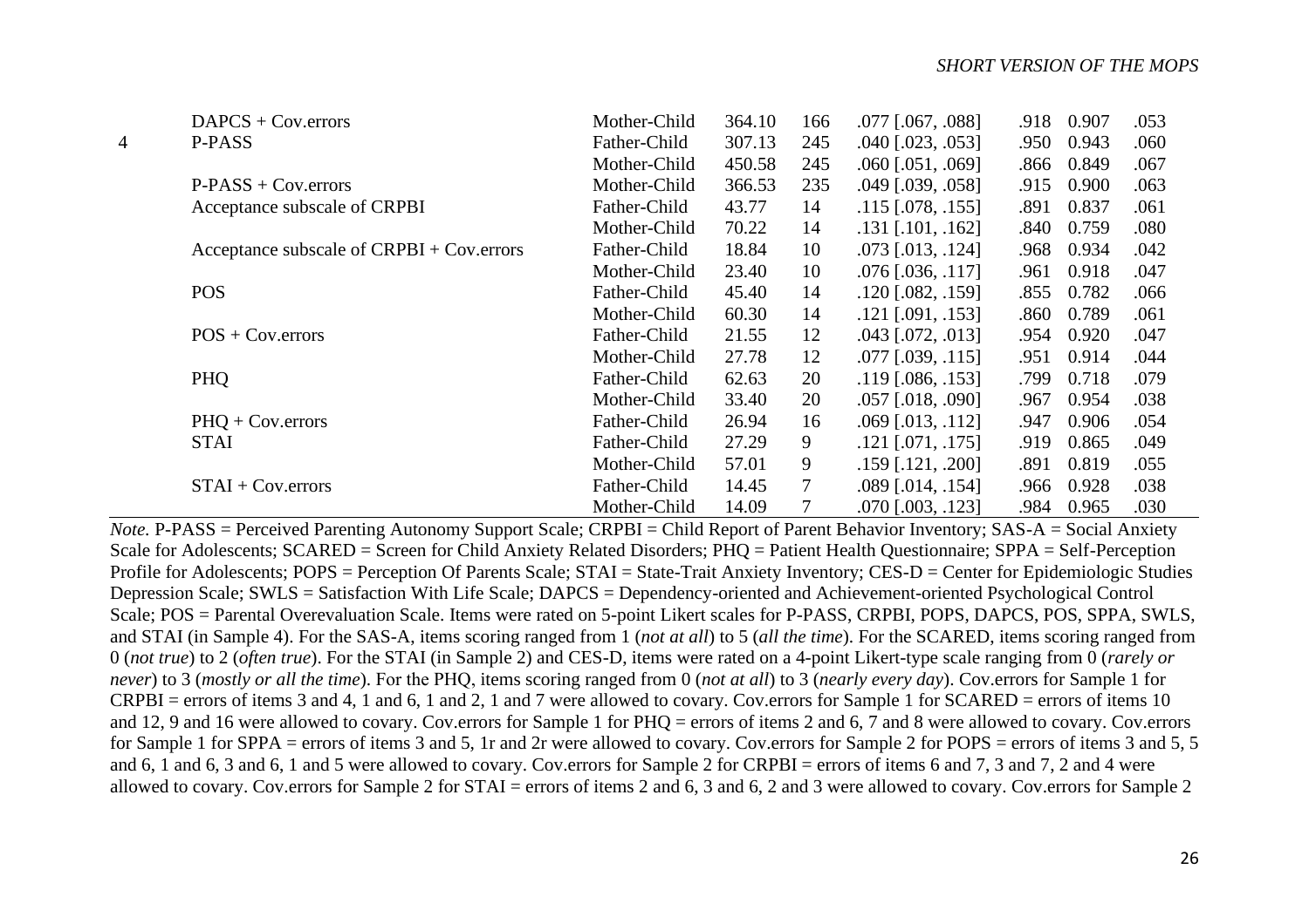| | | | | | | | | |
|---|---|---|---|---|---|---|---|---|
| | DAPCS + Cov.errors | Mother-Child | 364.10 | 166 | .077 [.067, .088] | .918 | 0.907 | .053 |
| 4 | P-PASS | Father-Child | 307.13 | 245 | .040 [.023, .053] | .950 | 0.943 | .060 |
| | | Mother-Child | 450.58 | 245 | .060 [.051, .069] | .866 | 0.849 | .067 |
| | P-PASS + Cov.errors | Mother-Child | 366.53 | 235 | .049 [.039, .058] | .915 | 0.900 | .063 |
| | Acceptance subscale of CRPBI | Father-Child | 43.77 | 14 | .115 [.078, .155] | .891 | 0.837 | .061 |
| | | Mother-Child | 70.22 | 14 | .131 [.101, .162] | .840 | 0.759 | .080 |
| | Acceptance subscale of CRPBI + Cov.errors | Father-Child | 18.84 | 10 | .073 [.013, .124] | .968 | 0.934 | .042 |
| | | Mother-Child | 23.40 | 10 | .076 [.036, .117] | .961 | 0.918 | .047 |
| | POS | Father-Child | 45.40 | 14 | .120 [.082, .159] | .855 | 0.782 | .066 |
| | | Mother-Child | 60.30 | 14 | .121 [.091, .153] | .860 | 0.789 | .061 |
| | POS + Cov.errors | Father-Child | 21.55 | 12 | .043 [.072, .013] | .954 | 0.920 | .047 |
| | | Mother-Child | 27.78 | 12 | .077 [.039, .115] | .951 | 0.914 | .044 |
| | PHQ | Father-Child | 62.63 | 20 | .119 [.086, .153] | .799 | 0.718 | .079 |
| | | Mother-Child | 33.40 | 20 | .057 [.018, .090] | .967 | 0.954 | .038 |
| | PHQ + Cov.errors | Father-Child | 26.94 | 16 | .069 [.013, .112] | .947 | 0.906 | .054 |
| | STAI | Father-Child | 27.29 | 9 | .121 [.071, .175] | .919 | 0.865 | .049 |
| | | Mother-Child | 57.01 | 9 | .159 [.121, .200] | .891 | 0.819 | .055 |
| | STAI + Cov.errors | Father-Child | 14.45 | 7 | .089 [.014, .154] | .966 | 0.928 | .038 |
| | | Mother-Child | 14.09 | 7 | .070 [.003, .123] | .984 | 0.965 | .030 |

*Note.* P-PASS = Perceived Parenting Autonomy Support Scale; CRPBI = Child Report of Parent Behavior Inventory; SAS-A = Social Anxiety Scale for Adolescents; SCARED = Screen for Child Anxiety Related Disorders; PHQ = Patient Health Questionnaire; SPPA = Self-Perception Profile for Adolescents; POPS = Perception Of Parents Scale; STAI = State-Trait Anxiety Inventory; CES-D = Center for Epidemiologic Studies Depression Scale; SWLS = Satisfaction With Life Scale; DAPCS = Dependency-oriented and Achievement-oriented Psychological Control Scale; POS = Parental Overevaluation Scale. Items were rated on 5-point Likert scales for P-PASS, CRPBI, POPS, DAPCS, POS, SPPA, SWLS, and STAI (in Sample 4). For the SAS-A, items scoring ranged from 1 (*not at all*) to 5 (*all the time*). For the SCARED, items scoring ranged from 0 (*not true*) to 2 (*often true*). For the STAI (in Sample 2) and CES-D, items were rated on a 4-point Likert-type scale ranging from 0 (*rarely or never*) to 3 (*mostly or all the time*). For the PHQ, items scoring ranged from 0 (*not at all*) to 3 (*nearly every day*). Cov.errors for Sample 1 for CRPBI = errors of items 3 and 4, 1 and 6, 1 and 2, 1 and 7 were allowed to covary. Cov.errors for Sample 1 for SCARED = errors of items 10 and 12, 9 and 16 were allowed to covary. Cov.errors for Sample 1 for PHQ = errors of items 2 and 6, 7 and 8 were allowed to covary. Cov.errors for Sample 1 for SPPA = errors of items 3 and 5, 1r and 2r were allowed to covary. Cov.errors for Sample 2 for POPS = errors of items 3 and 5, 5 and 6, 1 and 6, 3 and 6, 1 and 5 were allowed to covary. Cov.errors for Sample 2 for CRPBI = errors of items 6 and 7, 3 and 7, 2 and 4 were allowed to covary. Cov.errors for Sample 2 for STAI = errors of items 2 and 6, 3 and 6, 2 and 3 were allowed to covary. Cov.errors for Sample 2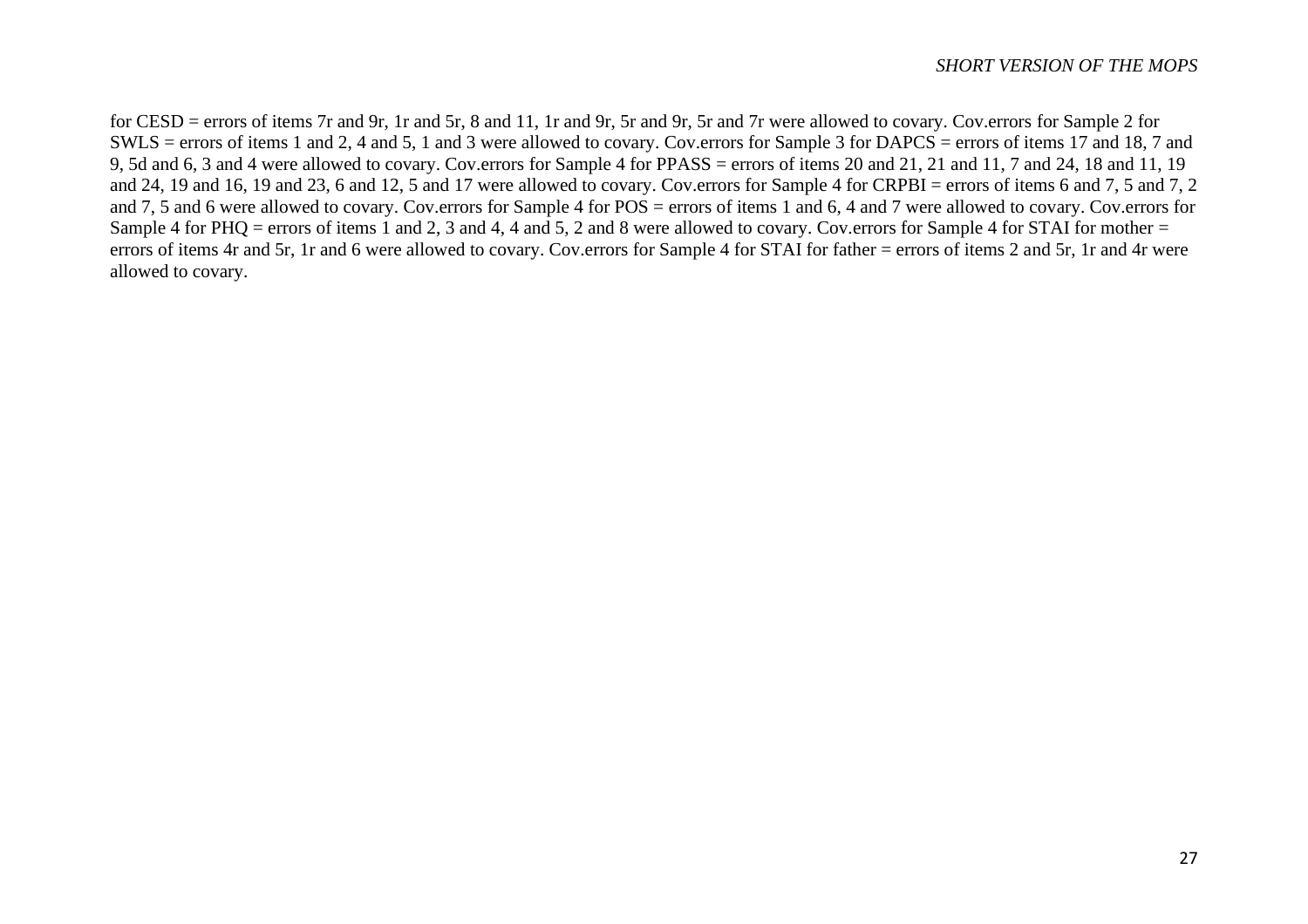for CESD = errors of items 7r and 9r, 1r and 5r, 8 and 11, 1r and 9r, 5r and 9r, 5r and 7r were allowed to covary. Cov.errors for Sample 2 for SWLS = errors of items 1 and 2, 4 and 5, 1 and 3 were allowed to covary. Cov.errors for Sample 3 for DAPCS = errors of items 17 and 18, 7 and 9, 5d and 6, 3 and 4 were allowed to covary. Cov.errors for Sample 4 for PPASS = errors of items 20 and 21, 21 and 11, 7 and 24, 18 and 11, 19 and 24, 19 and 16, 19 and 23, 6 and 12, 5 and 17 were allowed to covary. Cov.errors for Sample 4 for CRPBI = errors of items 6 and 7, 5 and 7, 2 and 7, 5 and 6 were allowed to covary. Cov.errors for Sample 4 for POS = errors of items 1 and 6, 4 and 7 were allowed to covary. Cov.errors for Sample 4 for PHQ = errors of items 1 and 2, 3 and 4, 4 and 5, 2 and 8 were allowed to covary. Cov.errors for Sample 4 for STAI for mother = errors of items 4r and 5r, 1r and 6 were allowed to covary. Cov.errors for Sample 4 for STAI for father = errors of items 2 and 5r, 1r and 4r were allowed to covary.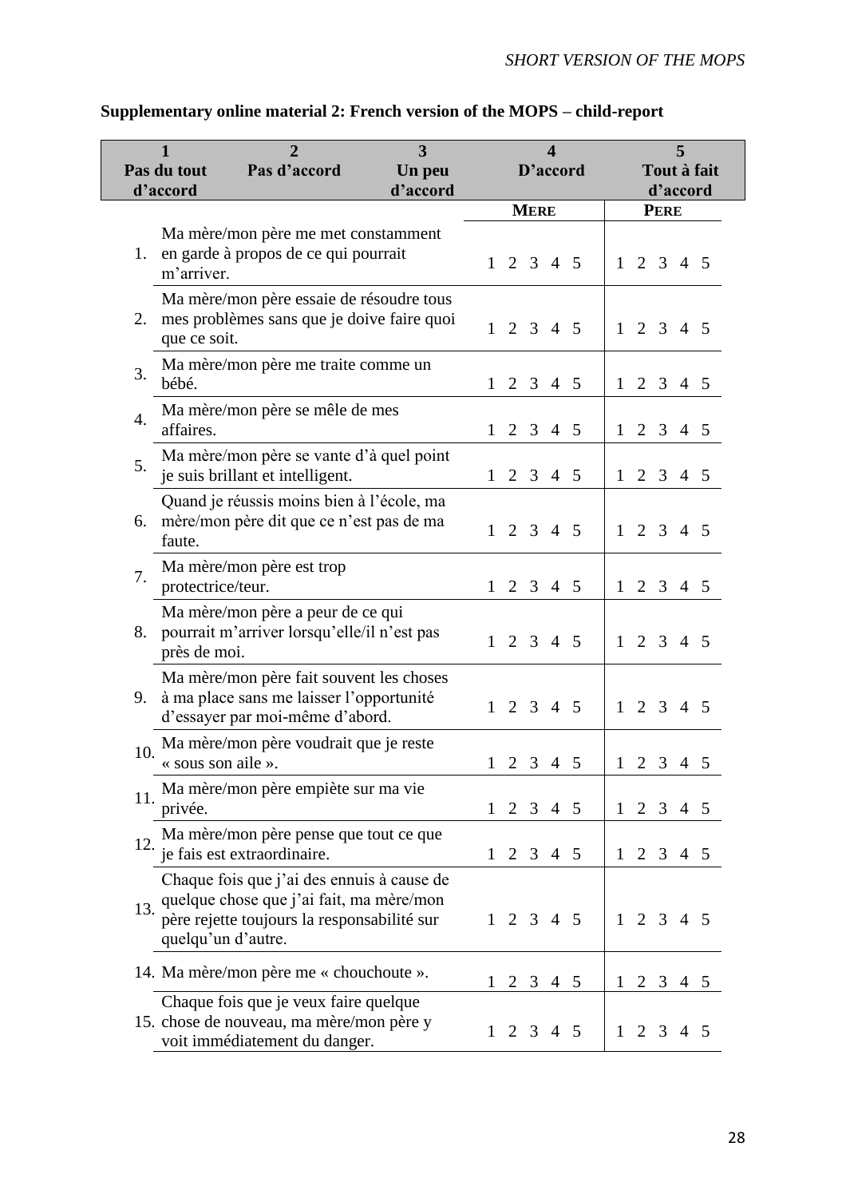**Supplementary online material 2: French version of the MOPS – child-report**

| 1<br>Pas du tout d'accord | 2<br>Pas d'accord | 3<br>Un peu d'accord | 4<br>D'accord | 5<br>Tout à fait d'accord |
|---|---|---|---|---|

| | | MERE | PERE |
|---|---|---|---|
| 1. | Ma mère/mon père me met constamment en garde à propos de ce qui pourrait m'arriver. | 1 2 3 4 5 | 1 2 3 4 5 |
| 2. | Ma mère/mon père essaie de résoudre tous mes problèmes sans que je doive faire quoi que ce soit. | 1 2 3 4 5 | 1 2 3 4 5 |
| 3. | Ma mère/mon père me traite comme un bébé. | 1 2 3 4 5 | 1 2 3 4 5 |
| 4. | Ma mère/mon père se mêle de mes affaires. | 1 2 3 4 5 | 1 2 3 4 5 |
| 5. | Ma mère/mon père se vante d'à quel point je suis brillant et intelligent. | 1 2 3 4 5 | 1 2 3 4 5 |
| 6. | Quand je réussis moins bien à l'école, ma mère/mon père dit que ce n'est pas de ma faute. | 1 2 3 4 5 | 1 2 3 4 5 |
| 7. | Ma mère/mon père est trop protectrice/teur. | 1 2 3 4 5 | 1 2 3 4 5 |
| 8. | Ma mère/mon père a peur de ce qui pourrait m'arriver lorsqu'elle/il n'est pas près de moi. | 1 2 3 4 5 | 1 2 3 4 5 |
| 9. | Ma mère/mon père fait souvent les choses à ma place sans me laisser l'opportunité d'essayer par moi-même d'abord. | 1 2 3 4 5 | 1 2 3 4 5 |
| 10. | Ma mère/mon père voudrait que je reste « sous son aile ». | 1 2 3 4 5 | 1 2 3 4 5 |
| 11. | Ma mère/mon père empiète sur ma vie privée. | 1 2 3 4 5 | 1 2 3 4 5 |
| 12. | Ma mère/mon père pense que tout ce que je fais est extraordinaire. | 1 2 3 4 5 | 1 2 3 4 5 |
| 13. | Chaque fois que j'ai des ennuis à cause de quelque chose que j'ai fait, ma mère/mon père rejette toujours la responsabilité sur quelqu'un d'autre. | 1 2 3 4 5 | 1 2 3 4 5 |
| 14. | Ma mère/mon père me « chouchoute ». | 1 2 3 4 5 | 1 2 3 4 5 |
| 15. | Chaque fois que je veux faire quelque chose de nouveau, ma mère/mon père y voit immédiatement du danger. | 1 2 3 4 5 | 1 2 3 4 5 |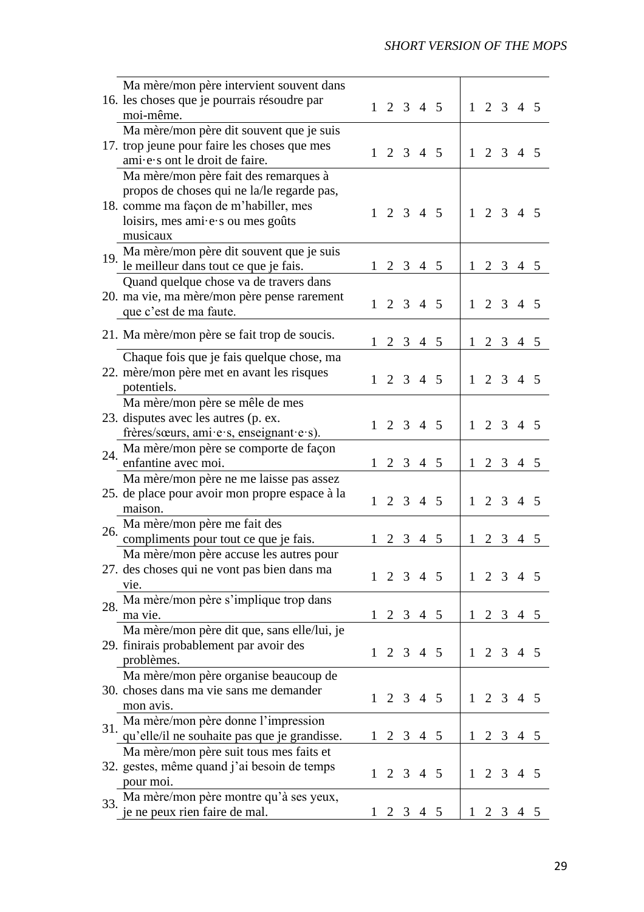| | | | |
|---|---|---|---|
| 16. | Ma mère/mon père intervient souvent dans les choses que je pourrais résoudre par moi-même. | 1 2 3 4 5 | 1 2 3 4 5 |
| 17. | Ma mère/mon père dit souvent que je suis trop jeune pour faire les choses que mes ami·e·s ont le droit de faire. | 1 2 3 4 5 | 1 2 3 4 5 |
| 18. | Ma mère/mon père fait des remarques à propos de choses qui ne la/le regarde pas, comme ma façon de m'habiller, mes loisirs, mes ami·e·s ou mes goûts musicaux | 1 2 3 4 5 | 1 2 3 4 5 |
| 19. | Ma mère/mon père dit souvent que je suis le meilleur dans tout ce que je fais. | 1 2 3 4 5 | 1 2 3 4 5 |
| 20. | Quand quelque chose va de travers dans ma vie, ma mère/mon père pense rarement que c'est de ma faute. | 1 2 3 4 5 | 1 2 3 4 5 |
| 21. | Ma mère/mon père se fait trop de soucis. | 1 2 3 4 5 | 1 2 3 4 5 |
| 22. | Chaque fois que je fais quelque chose, ma mère/mon père met en avant les risques potentiels. | 1 2 3 4 5 | 1 2 3 4 5 |
| 23. | Ma mère/mon père se mêle de mes disputes avec les autres (p. ex. frères/sœurs, ami·e·s, enseignant·e·s). | 1 2 3 4 5 | 1 2 3 4 5 |
| 24. | Ma mère/mon père se comporte de façon enfantine avec moi. | 1 2 3 4 5 | 1 2 3 4 5 |
| 25. | Ma mère/mon père ne me laisse pas assez de place pour avoir mon propre espace à la maison. | 1 2 3 4 5 | 1 2 3 4 5 |
| 26. | Ma mère/mon père me fait des compliments pour tout ce que je fais. | 1 2 3 4 5 | 1 2 3 4 5 |
| 27. | Ma mère/mon père accuse les autres pour des choses qui ne vont pas bien dans ma vie. | 1 2 3 4 5 | 1 2 3 4 5 |
| 28. | Ma mère/mon père s'implique trop dans ma vie. | 1 2 3 4 5 | 1 2 3 4 5 |
| 29. | Ma mère/mon père dit que, sans elle/lui, je finirais probablement par avoir des problèmes. | 1 2 3 4 5 | 1 2 3 4 5 |
| 30. | Ma mère/mon père organise beaucoup de choses dans ma vie sans me demander mon avis. | 1 2 3 4 5 | 1 2 3 4 5 |
| 31. | Ma mère/mon père donne l'impression qu'elle/il ne souhaite pas que je grandisse. | 1 2 3 4 5 | 1 2 3 4 5 |
| 32. | Ma mère/mon père suit tous mes faits et gestes, même quand j'ai besoin de temps pour moi. | 1 2 3 4 5 | 1 2 3 4 5 |
| 33. | Ma mère/mon père montre qu'à ses yeux, je ne peux rien faire de mal. | 1 2 3 4 5 | 1 2 3 4 5 |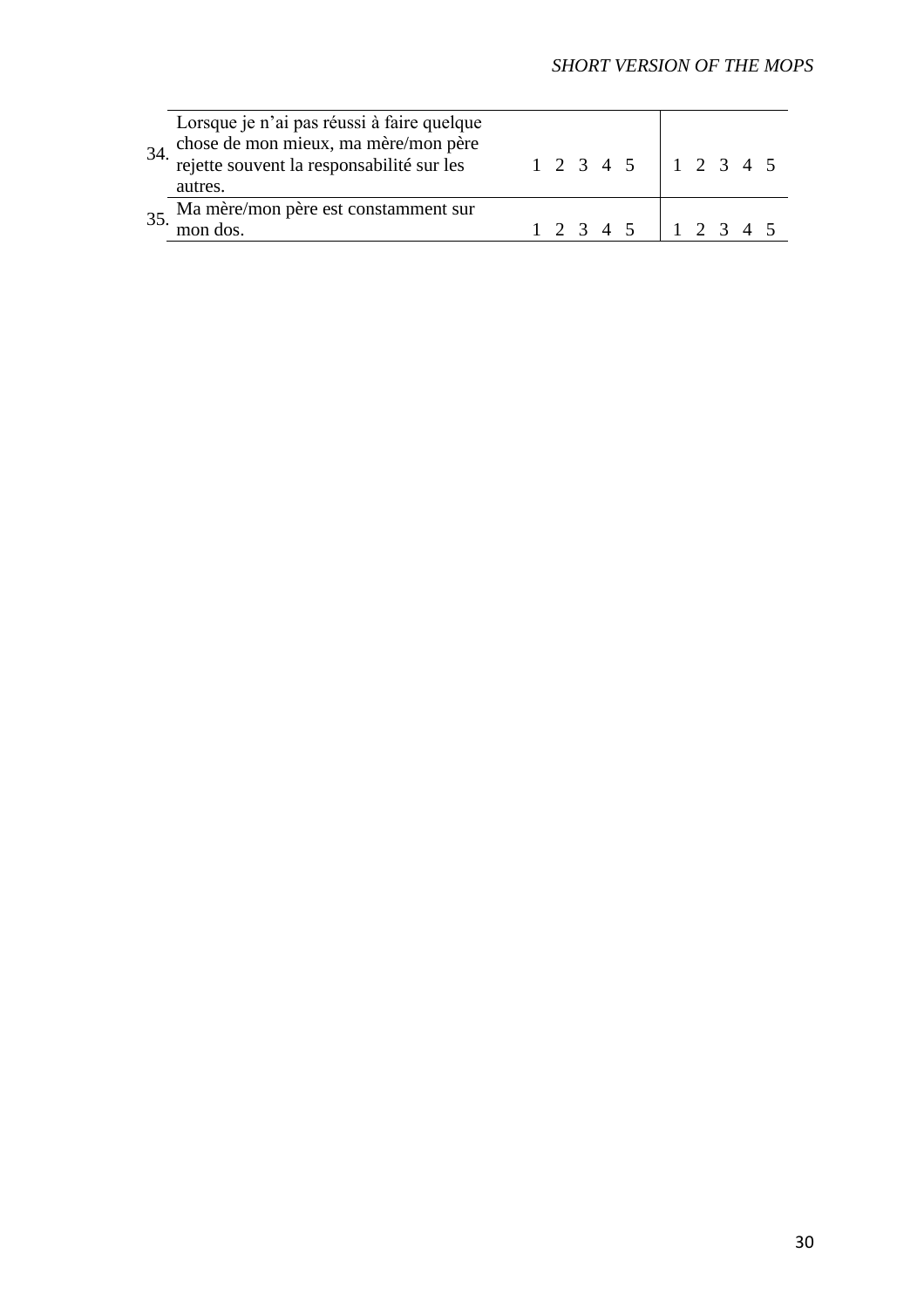| | | | |
|---|---|---|---|
| 34. | Lorsque je n'ai pas réussi à faire quelque chose de mon mieux, ma mère/mon père rejette souvent la responsabilité sur les autres. | 1 2 3 4 5 | 1 2 3 4 5 |
| 35. | Ma mère/mon père est constamment sur mon dos. | 1 2 3 4 5 | 1 2 3 4 5 |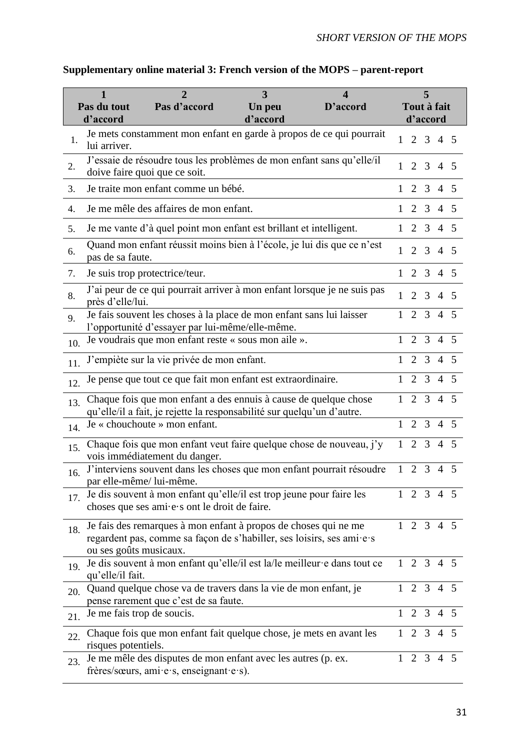**Supplementary online material 3: French version of the MOPS – parent-report**

| | 1<br>Pas du tout d'accord | 2<br>Pas d'accord | 3<br>Un peu d'accord | 4<br>D'accord | 5<br>Tout à fait d'accord |
|---|---|---|---|---|---|
| 1. | Je mets constamment mon enfant en garde à propos de ce qui pourrait lui arriver. | | | | 1 2 3 4 5 |
| 2. | J'essaie de résoudre tous les problèmes de mon enfant sans qu'elle/il doive faire quoi que ce soit. | | | | 1 2 3 4 5 |
| 3. | Je traite mon enfant comme un bébé. | | | | 1 2 3 4 5 |
| 4. | Je me mêle des affaires de mon enfant. | | | | 1 2 3 4 5 |
| 5. | Je me vante d'à quel point mon enfant est brillant et intelligent. | | | | 1 2 3 4 5 |
| 6. | Quand mon enfant réussit moins bien à l'école, je lui dis que ce n'est pas de sa faute. | | | | 1 2 3 4 5 |
| 7. | Je suis trop protectrice/teur. | | | | 1 2 3 4 5 |
| 8. | J'ai peur de ce qui pourrait arriver à mon enfant lorsque je ne suis pas près d'elle/lui. | | | | 1 2 3 4 5 |
| 9. | Je fais souvent les choses à la place de mon enfant sans lui laisser l'opportunité d'essayer par lui-même/elle-même. | | | | 1 2 3 4 5 |
| 10. | Je voudrais que mon enfant reste « sous mon aile ». | | | | 1 2 3 4 5 |
| 11. | J'empiète sur la vie privée de mon enfant. | | | | 1 2 3 4 5 |
| 12. | Je pense que tout ce que fait mon enfant est extraordinaire. | | | | 1 2 3 4 5 |
| 13. | Chaque fois que mon enfant a des ennuis à cause de quelque chose qu'elle/il a fait, je rejette la responsabilité sur quelqu'un d'autre. | | | | 1 2 3 4 5 |
| 14. | Je « chouchoute » mon enfant. | | | | 1 2 3 4 5 |
| 15. | Chaque fois que mon enfant veut faire quelque chose de nouveau, j'y vois immédiatement du danger. | | | | 1 2 3 4 5 |
| 16. | J'interviens souvent dans les choses que mon enfant pourrait résoudre par elle-même/ lui-même. | | | | 1 2 3 4 5 |
| 17. | Je dis souvent à mon enfant qu'elle/il est trop jeune pour faire les choses que ses ami·e·s ont le droit de faire. | | | | 1 2 3 4 5 |
| 18. | Je fais des remarques à mon enfant à propos de choses qui ne me regardent pas, comme sa façon de s'habiller, ses loisirs, ses ami·e·s ou ses goûts musicaux. | | | | 1 2 3 4 5 |
| 19. | Je dis souvent à mon enfant qu'elle/il est la/le meilleur·e dans tout ce qu'elle/il fait. | | | | 1 2 3 4 5 |
| 20. | Quand quelque chose va de travers dans la vie de mon enfant, je pense rarement que c'est de sa faute. | | | | 1 2 3 4 5 |
| 21. | Je me fais trop de soucis. | | | | 1 2 3 4 5 |
| 22. | Chaque fois que mon enfant fait quelque chose, je mets en avant les risques potentiels. | | | | 1 2 3 4 5 |
| 23. | Je me mêle des disputes de mon enfant avec les autres (p. ex. frères/sœurs, ami·e·s, enseignant·e·s). | | | | 1 2 3 4 5 |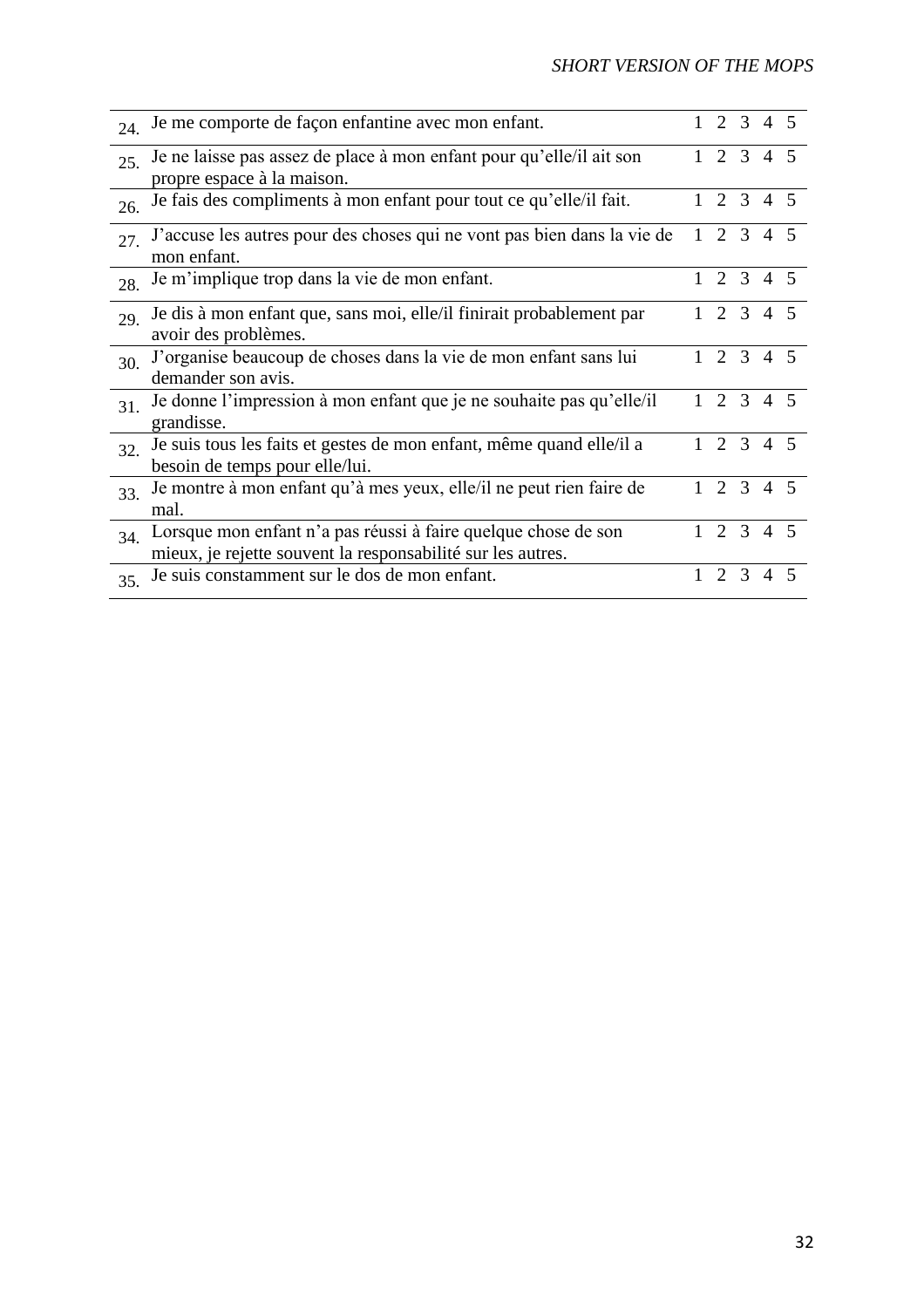| | | | | | | |
|---|---|---|---|---|---|---|
| 24. | Je me comporte de façon enfantine avec mon enfant. | 1 | 2 | 3 | 4 | 5 |
| 25. | Je ne laisse pas assez de place à mon enfant pour qu'elle/il ait son propre espace à la maison. | 1 | 2 | 3 | 4 | 5 |
| 26. | Je fais des compliments à mon enfant pour tout ce qu'elle/il fait. | 1 | 2 | 3 | 4 | 5 |
| 27. | J'accuse les autres pour des choses qui ne vont pas bien dans la vie de mon enfant. | 1 | 2 | 3 | 4 | 5 |
| 28. | Je m'implique trop dans la vie de mon enfant. | 1 | 2 | 3 | 4 | 5 |
| 29. | Je dis à mon enfant que, sans moi, elle/il finirait probablement par avoir des problèmes. | 1 | 2 | 3 | 4 | 5 |
| 30. | J'organise beaucoup de choses dans la vie de mon enfant sans lui demander son avis. | 1 | 2 | 3 | 4 | 5 |
| 31. | Je donne l'impression à mon enfant que je ne souhaite pas qu'elle/il grandisse. | 1 | 2 | 3 | 4 | 5 |
| 32. | Je suis tous les faits et gestes de mon enfant, même quand elle/il a besoin de temps pour elle/lui. | 1 | 2 | 3 | 4 | 5 |
| 33. | Je montre à mon enfant qu'à mes yeux, elle/il ne peut rien faire de mal. | 1 | 2 | 3 | 4 | 5 |
| 34. | Lorsque mon enfant n'a pas réussi à faire quelque chose de son mieux, je rejette souvent la responsabilité sur les autres. | 1 | 2 | 3 | 4 | 5 |
| 35. | Je suis constamment sur le dos de mon enfant. | 1 | 2 | 3 | 4 | 5 |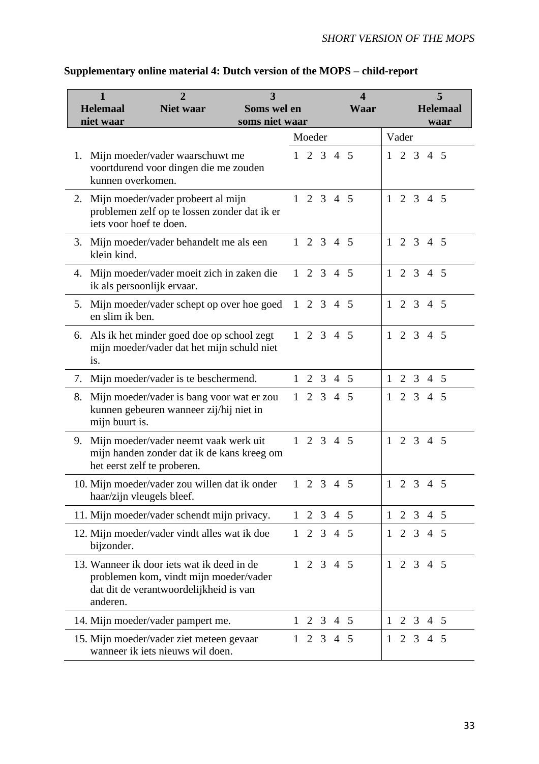**Supplementary online material 4: Dutch version of the MOPS – child-report**

| 1 Helemaal niet waar | 2 Niet waar | 3 Soms wel en soms niet waar | 4 Waar | 5 Helemaal waar |
|---|---|---|---|---|

| | Moeder | Vader |
|---|---|---|
| 1. Mijn moeder/vader waarschuwt me voortdurend voor dingen die me zouden kunnen overkomen. | 1 2 3 4 5 | 1 2 3 4 5 |
| 2. Mijn moeder/vader probeert al mijn problemen zelf op te lossen zonder dat ik er iets voor hoef te doen. | 1 2 3 4 5 | 1 2 3 4 5 |
| 3. Mijn moeder/vader behandelt me als een klein kind. | 1 2 3 4 5 | 1 2 3 4 5 |
| 4. Mijn moeder/vader moeit zich in zaken die ik als persoonlijk ervaar. | 1 2 3 4 5 | 1 2 3 4 5 |
| 5. Mijn moeder/vader schept op over hoe goed en slim ik ben. | 1 2 3 4 5 | 1 2 3 4 5 |
| 6. Als ik het minder goed doe op school zegt mijn moeder/vader dat het mijn schuld niet is. | 1 2 3 4 5 | 1 2 3 4 5 |
| 7. Mijn moeder/vader is te beschermend. | 1 2 3 4 5 | 1 2 3 4 5 |
| 8. Mijn moeder/vader is bang voor wat er zou kunnen gebeuren wanneer zij/hij niet in mijn buurt is. | 1 2 3 4 5 | 1 2 3 4 5 |
| 9. Mijn moeder/vader neemt vaak werk uit mijn handen zonder dat ik de kans kreeg om het eerst zelf te proberen. | 1 2 3 4 5 | 1 2 3 4 5 |
| 10. Mijn moeder/vader zou willen dat ik onder haar/zijn vleugels bleef. | 1 2 3 4 5 | 1 2 3 4 5 |
| 11. Mijn moeder/vader schendt mijn privacy. | 1 2 3 4 5 | 1 2 3 4 5 |
| 12. Mijn moeder/vader vindt alles wat ik doe bijzonder. | 1 2 3 4 5 | 1 2 3 4 5 |
| 13. Wanneer ik door iets wat ik deed in de problemen kom, vindt mijn moeder/vader dat dit de verantwoordelijkheid is van anderen. | 1 2 3 4 5 | 1 2 3 4 5 |
| 14. Mijn moeder/vader pampert me. | 1 2 3 4 5 | 1 2 3 4 5 |
| 15. Mijn moeder/vader ziet meteen gevaar wanneer ik iets nieuws wil doen. | 1 2 3 4 5 | 1 2 3 4 5 |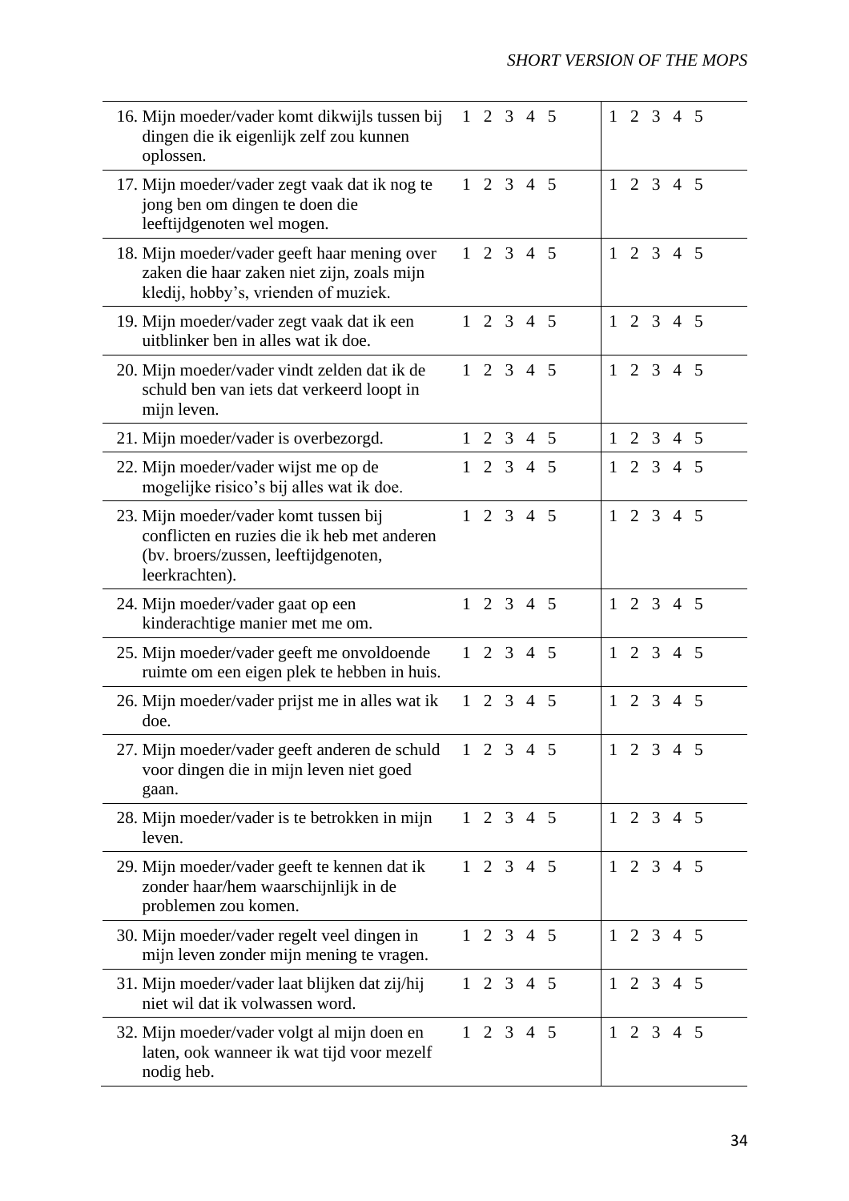| | | |
|---|---|---|
| 16. Mijn moeder/vader komt dikwijls tussen bij dingen die ik eigenlijk zelf zou kunnen oplossen. | 1 2 3 4 5 | 1 2 3 4 5 |
| 17. Mijn moeder/vader zegt vaak dat ik nog te jong ben om dingen te doen die leeftijdgenoten wel mogen. | 1 2 3 4 5 | 1 2 3 4 5 |
| 18. Mijn moeder/vader geeft haar mening over zaken die haar zaken niet zijn, zoals mijn kledij, hobby's, vrienden of muziek. | 1 2 3 4 5 | 1 2 3 4 5 |
| 19. Mijn moeder/vader zegt vaak dat ik een uitblinker ben in alles wat ik doe. | 1 2 3 4 5 | 1 2 3 4 5 |
| 20. Mijn moeder/vader vindt zelden dat ik de schuld ben van iets dat verkeerd loopt in mijn leven. | 1 2 3 4 5 | 1 2 3 4 5 |
| 21. Mijn moeder/vader is overbezorgd. | 1 2 3 4 5 | 1 2 3 4 5 |
| 22. Mijn moeder/vader wijst me op de mogelijke risico's bij alles wat ik doe. | 1 2 3 4 5 | 1 2 3 4 5 |
| 23. Mijn moeder/vader komt tussen bij conflicten en ruzies die ik heb met anderen (bv. broers/zussen, leeftijdgenoten, leerkrachten). | 1 2 3 4 5 | 1 2 3 4 5 |
| 24. Mijn moeder/vader gaat op een kinderachtige manier met me om. | 1 2 3 4 5 | 1 2 3 4 5 |
| 25. Mijn moeder/vader geeft me onvoldoende ruimte om een eigen plek te hebben in huis. | 1 2 3 4 5 | 1 2 3 4 5 |
| 26. Mijn moeder/vader prijst me in alles wat ik doe. | 1 2 3 4 5 | 1 2 3 4 5 |
| 27. Mijn moeder/vader geeft anderen de schuld voor dingen die in mijn leven niet goed gaan. | 1 2 3 4 5 | 1 2 3 4 5 |
| 28. Mijn moeder/vader is te betrokken in mijn leven. | 1 2 3 4 5 | 1 2 3 4 5 |
| 29. Mijn moeder/vader geeft te kennen dat ik zonder haar/hem waarschijnlijk in de problemen zou komen. | 1 2 3 4 5 | 1 2 3 4 5 |
| 30. Mijn moeder/vader regelt veel dingen in mijn leven zonder mijn mening te vragen. | 1 2 3 4 5 | 1 2 3 4 5 |
| 31. Mijn moeder/vader laat blijken dat zij/hij niet wil dat ik volwassen word. | 1 2 3 4 5 | 1 2 3 4 5 |
| 32. Mijn moeder/vader volgt al mijn doen en laten, ook wanneer ik wat tijd voor mezelf nodig heb. | 1 2 3 4 5 | 1 2 3 4 5 |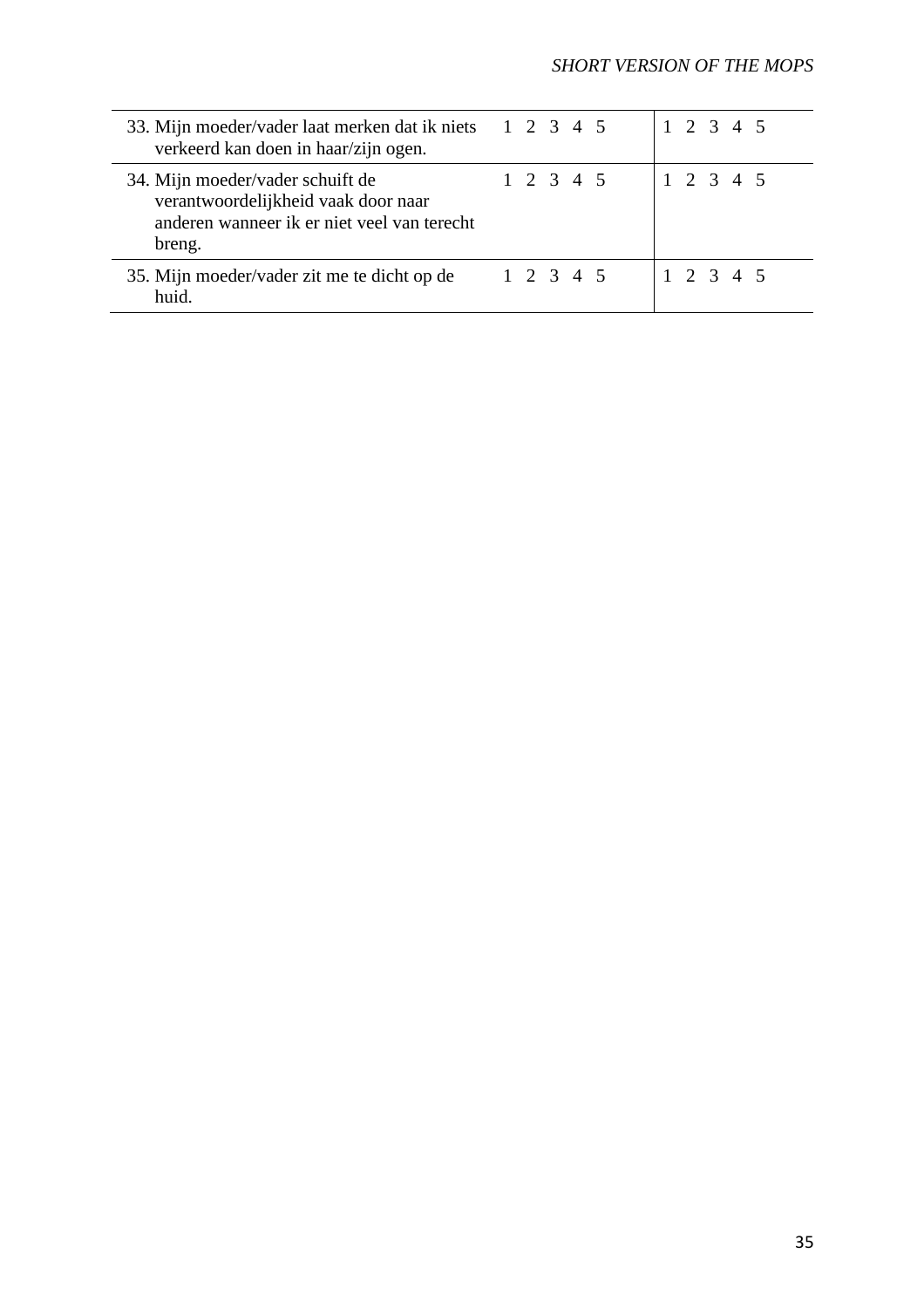| | | |
|---|---|---|
| 33. Mijn moeder/vader laat merken dat ik niets verkeerd kan doen in haar/zijn ogen. | 1 2 3 4 5 | 1 2 3 4 5 |
| 34. Mijn moeder/vader schuift de verantwoordelijkheid vaak door naar anderen wanneer ik er niet veel van terecht breng. | 1 2 3 4 5 | 1 2 3 4 5 |
| 35. Mijn moeder/vader zit me te dicht op de huid. | 1 2 3 4 5 | 1 2 3 4 5 |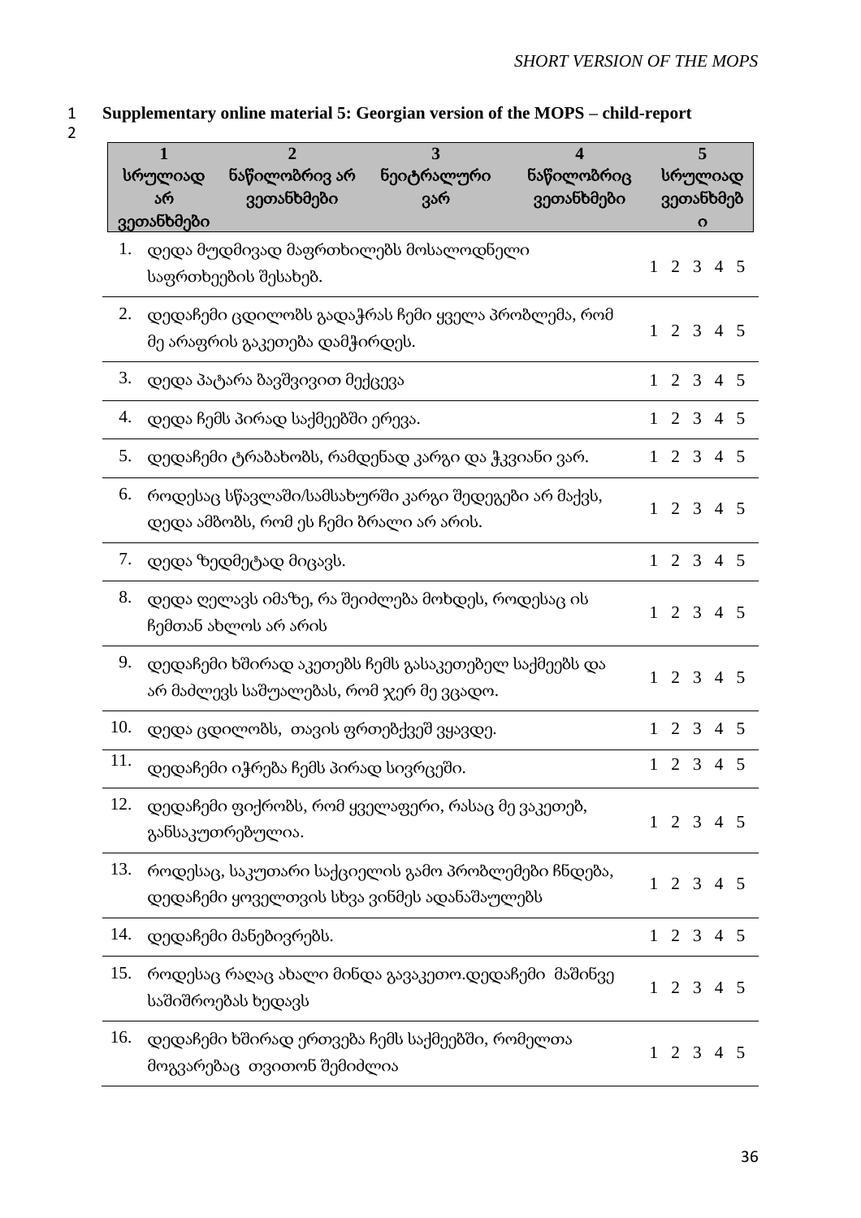**Supplementary online material 5: Georgian version of the MOPS – child-report**

| 1<br>სრულიად არ ვეთანხმები | 2<br>ნაწილობრივ არ ვეთანხმები | 3<br>ნეიტრალური ვარ | 4<br>ნაწილობრივ ვეთანხმები | 5<br>სრულიად ვეთანხმები |
|---|---|---|---|---|

| | | |
|---|---|---|
| 1. | დედა მუდმივად მაფრთხილებს მოსალოდნელი საფრთხეების შესახებ. | 1 2 3 4 5 |
| 2. | დედაჩემი ცდილობს გადაჭრას ჩემი ყველა პრობლემა, რომ მე არაფრის გაკეთება დამჭირდეს. | 1 2 3 4 5 |
| 3. | დედა პატარა ბავშვივით მექცევა | 1 2 3 4 5 |
| 4. | დედა ჩემს პირად საქმეებში ერევა. | 1 2 3 4 5 |
| 5. | დედაჩემი ტრაბახობს, რამდენად კარგი და ჭკვიანი ვარ. | 1 2 3 4 5 |
| 6. | როდესაც სწავლაში/სამსახურში კარგი შედეგები არ მაქვს, დედა ამბობს, რომ ეს ჩემი ბრალი არ არის. | 1 2 3 4 5 |
| 7. | დედა ზედმეტად მიცავს. | 1 2 3 4 5 |
| 8. | დედა ღელავს იმაზე, რა შეიძლება მოხდეს, როდესაც ის ჩემთან ახლოს არ არის | 1 2 3 4 5 |
| 9. | დედაჩემი ხშირად აკეთებს ჩემს გასაკეთებელ საქმეებს და არ მაძლევს საშუალებას, რომ ჯერ მე ვცადო. | 1 2 3 4 5 |
| 10. | დედა ცდილობს, თავის ფრთებქვეშ ვყავდე. | 1 2 3 4 5 |
| 11. | დედაჩემი იჭრება ჩემს პირად სივრცეში. | 1 2 3 4 5 |
| 12. | დედაჩემი ფიქრობს, რომ ყველაფერი, რასაც მე ვაკეთებ, განსაკუთრებულია. | 1 2 3 4 5 |
| 13. | როდესაც, საკუთარი საქციელის გამო პრობლემები ჩნდება, დედაჩემი ყოველთვის სხვა ვინმეს ადანაშაულებს | 1 2 3 4 5 |
| 14. | დედაჩემი მანებივრებს. | 1 2 3 4 5 |
| 15. | როდესაც რაღაც ახალი მინდა გავაკეთო.დედაჩემი მაშინვე საშიშროებას ხედავს | 1 2 3 4 5 |
| 16. | დედაჩემი ხშირად ერთვება ჩემს საქმეებში, რომელთა მოგვარებაც თვითონ შემიძლია | 1 2 3 4 5 |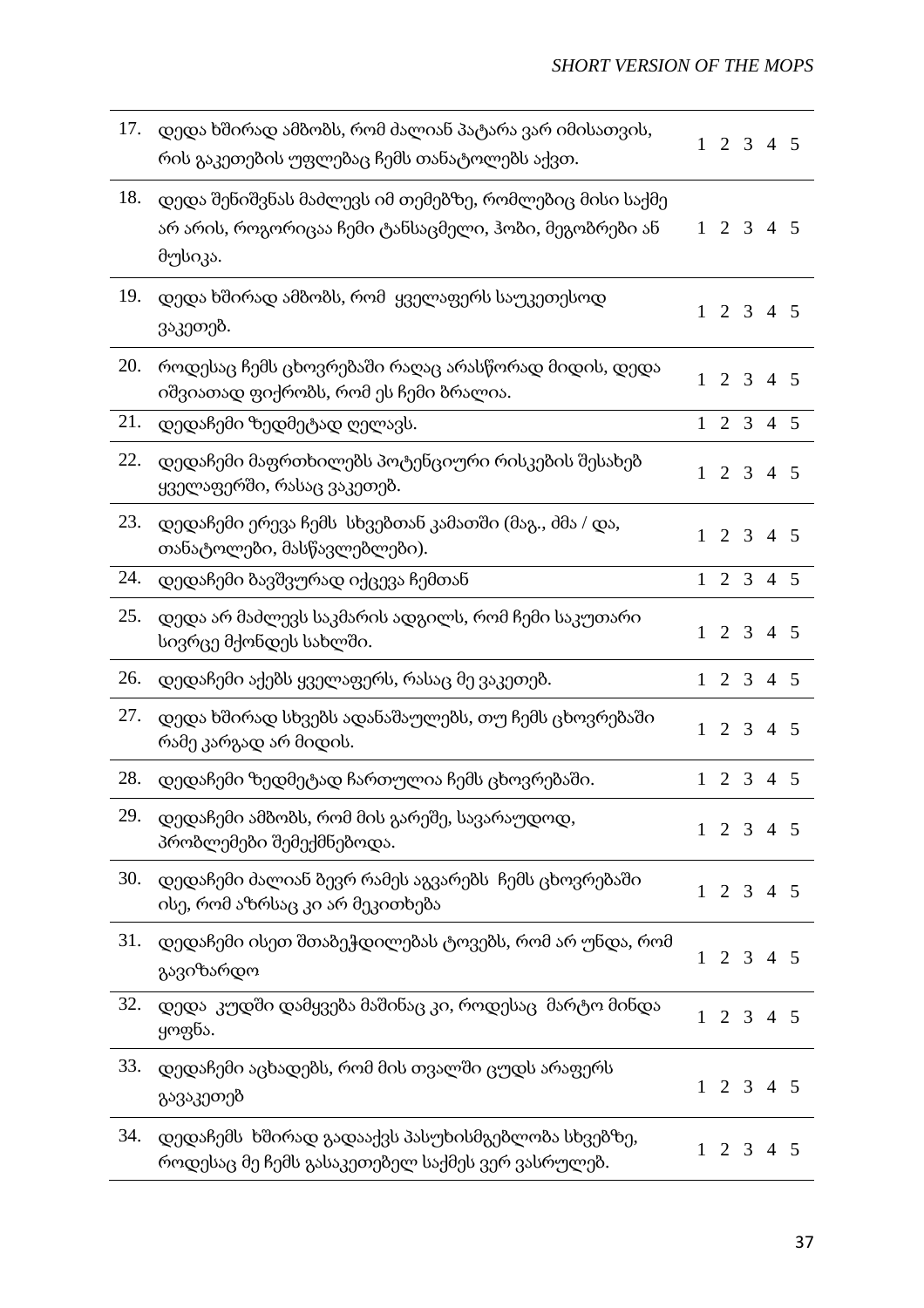| | | |
|---|---|---|
| 17. | დედა ხშირად ამბობს, რომ ძალიან პატარა ვარ იმისათვის, რის გაკეთების უფლებაც ჩემს თანატოლებს აქვთ. | 1 2 3 4 5 |
| 18. | დედა შენიშვნას მაძლევს იმ თემებზე, რომლებიც მისი საქმე არ არის, როგორიცაა ჩემი ტანსაცმელი, ჰობი, მეგობრები ან მუსიკა. | 1 2 3 4 5 |
| 19. | დედა ხშირად ამბობს, რომ  ყველაფერს საუკეთესოდ ვაკეთებ. | 1 2 3 4 5 |
| 20. | როდესაც ჩემს ცხოვრებაში რაღაც არასწორად მიდის, დედა იშვიათად ფიქრობს, რომ ეს ჩემი ბრალია. | 1 2 3 4 5 |
| 21. | დედაჩემი ზედმეტად ღელავს. | 1 2 3 4 5 |
| 22. | დედაჩემი მაფრთხილებს პოტენციური რისკების შესახებ ყველაფერში, რასაც ვაკეთებ. | 1 2 3 4 5 |
| 23. | დედაჩემი ერევა ჩემს  სხვებთან კამათში (მაგ., ძმა / და, თანატოლები, მასწავლებლები). | 1 2 3 4 5 |
| 24. | დედაჩემი ბავშვურად იქცევა ჩემთან | 1 2 3 4 5 |
| 25. | დედა არ მაძლევს საკმარის ადგილს, რომ ჩემი საკუთარი სივრცე მქონდეს სახლში. | 1 2 3 4 5 |
| 26. | დედაჩემი აქებს ყველაფერს, რასაც მე ვაკეთებ. | 1 2 3 4 5 |
| 27. | დედა ხშირად სხვებს ადანაშაულებს, თუ ჩემს ცხოვრებაში რამე კარგად არ მიდის. | 1 2 3 4 5 |
| 28. | დედაჩემი ზედმეტად ჩართულია ჩემს ცხოვრებაში. | 1 2 3 4 5 |
| 29. | დედაჩემი ამბობს, რომ მის გარეშე, სავარაუდოდ, პრობლემები შემექმნებოდა. | 1 2 3 4 5 |
| 30. | დედაჩემი ძალიან ბევრ რამეს აგვარებს  ჩემს ცხოვრებაში ისე, რომ აზრსაც კი არ მეკითხება | 1 2 3 4 5 |
| 31. | დედაჩემი ისეთ შთაბეჭდილებას ტოვებს, რომ არ უნდა, რომ გავიზარდო | 1 2 3 4 5 |
| 32. | დედა  კუდში დამყვება მაშინაც კი, როდესაც  მარტო მინდა ყოფნა. | 1 2 3 4 5 |
| 33. | დედაჩემი აცხადებს, რომ მის თვალში ცუდს არაფერს გავაკეთებ | 1 2 3 4 5 |
| 34. | დედაჩემს  ხშირად გადააქვს პასუხისმგებლობა სხვებზე, როდესაც მე ჩემს გასაკეთებელ საქმეს ვერ ვასრულებ. | 1 2 3 4 5 |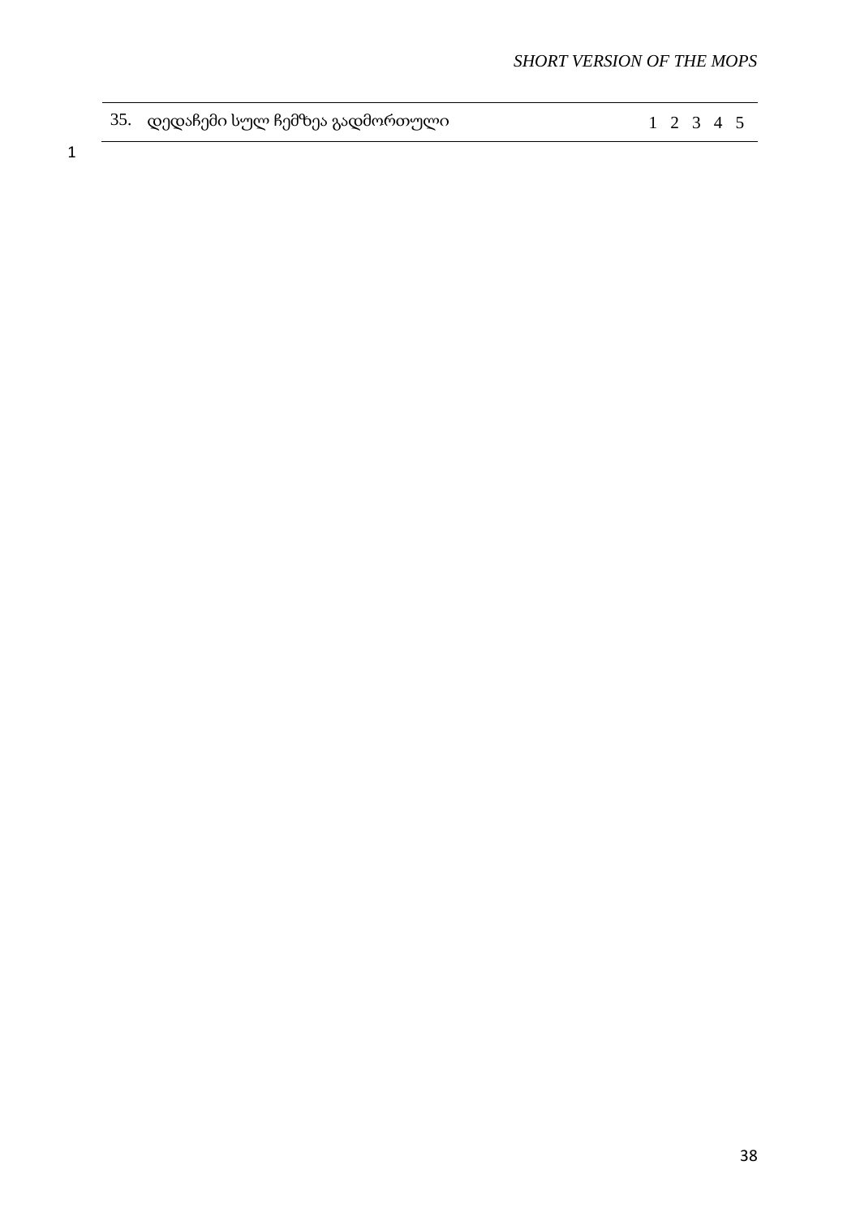| | | |
|---|---|---|
| 35. | დედაჩემი სულ ჩემზეა გადმორთული | 1 2 3 4 5 |

1